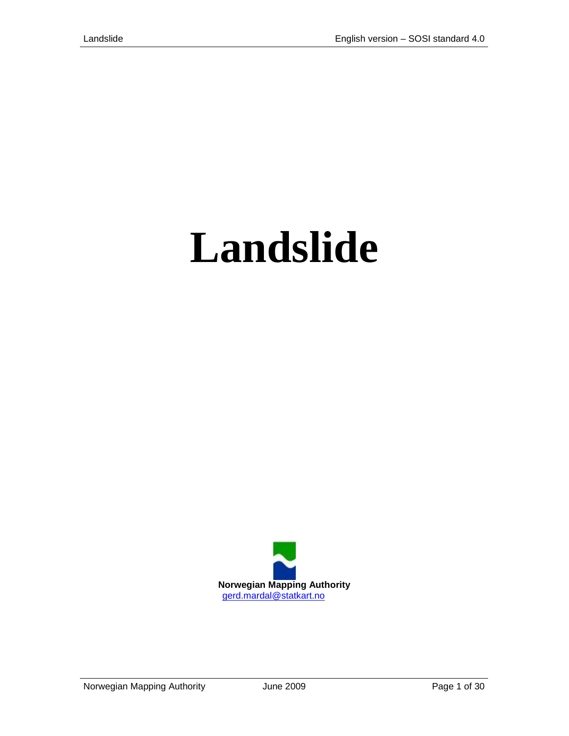# Landslide

**Norwegian Mapping Authority**
gerd.mardal@statkart.no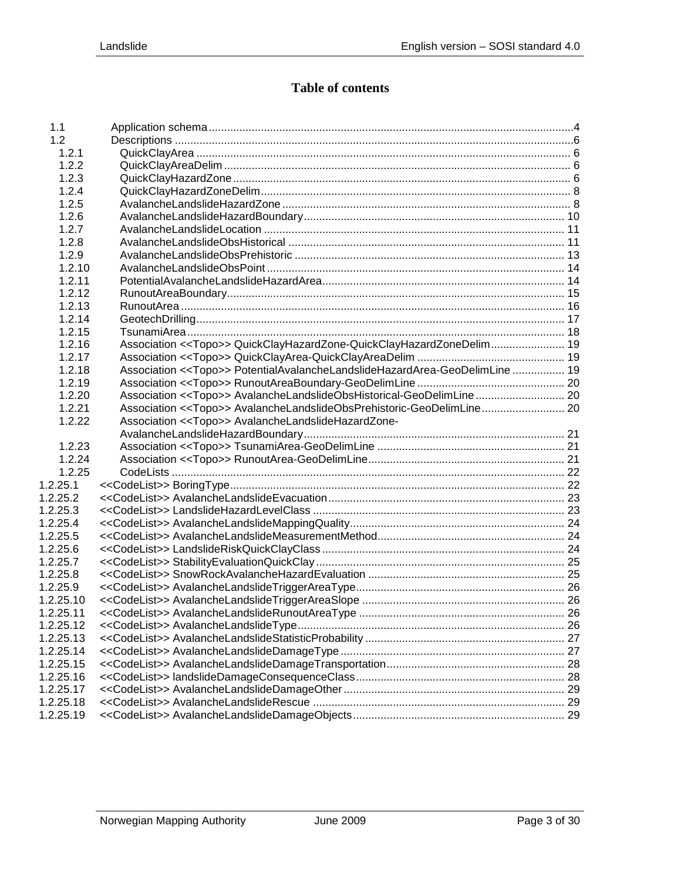# Table of contents

| | | |
|---|---|---|
| 1.1 | Application schema | 4 |
| 1.2 | Descriptions | 6 |
| 1.2.1 | QuickClayArea | 6 |
| 1.2.2 | QuickClayAreaDelim | 6 |
| 1.2.3 | QuickClayHazardZone | 6 |
| 1.2.4 | QuickClayHazardZoneDelim | 8 |
| 1.2.5 | AvalancheLandslideHazardZone | 8 |
| 1.2.6 | AvalancheLandslideHazardBoundary | 10 |
| 1.2.7 | AvalancheLandslideLocation | 11 |
| 1.2.8 | AvalancheLandslideObsHistorical | 11 |
| 1.2.9 | AvalancheLandslideObsPrehistoric | 13 |
| 1.2.10 | AvalancheLandslideObsPoint | 14 |
| 1.2.11 | PotentialAvalancheLandslideHazardArea | 14 |
| 1.2.12 | RunoutAreaBoundary | 15 |
| 1.2.13 | RunoutArea | 16 |
| 1.2.14 | GeotechDrilling | 17 |
| 1.2.15 | TsunamiArea | 18 |
| 1.2.16 | Association <<Topo>> QuickClayHazardZone-QuickClayHazardZoneDelim | 19 |
| 1.2.17 | Association <<Topo>> QuickClayArea-QuickClayAreaDelim | 19 |
| 1.2.18 | Association <<Topo>> PotentialAvalancheLandslideHazardArea-GeoDelimLine | 19 |
| 1.2.19 | Association <<Topo>> RunoutAreaBoundary-GeoDelimLine | 20 |
| 1.2.20 | Association <<Topo>> AvalancheLandslideObsHistorical-GeoDelimLine | 20 |
| 1.2.21 | Association <<Topo>> AvalancheLandslideObsPrehistoric-GeoDelimLine | 20 |
| 1.2.22 | Association <<Topo>> AvalancheLandslideHazardZone-AvalancheLandslideHazardBoundary | 21 |
| 1.2.23 | Association <<Topo>> TsunamiArea-GeoDelimLine | 21 |
| 1.2.24 | Association <<Topo>> RunoutArea-GeoDelimLine | 21 |
| 1.2.25 | CodeLists | 22 |
| 1.2.25.1 | <<CodeList>> BoringType | 22 |
| 1.2.25.2 | <<CodeList>> AvalancheLandslideEvacuation | 23 |
| 1.2.25.3 | <<CodeList>> LandslideHazardLevelClass | 23 |
| 1.2.25.4 | <<CodeList>> AvalancheLandslideMappingQuality | 24 |
| 1.2.25.5 | <<CodeList>> AvalancheLandslideMeasurementMethod | 24 |
| 1.2.25.6 | <<CodeList>> LandslideRiskQuickClayClass | 24 |
| 1.2.25.7 | <<CodeList>> StabilityEvaluationQuickClay | 25 |
| 1.2.25.8 | <<CodeList>> SnowRockAvalancheHazardEvaluation | 25 |
| 1.2.25.9 | <<CodeList>> AvalancheLandslideTriggerAreaType | 26 |
| 1.2.25.10 | <<CodeList>> AvalancheLandslideTriggerAreaSlope | 26 |
| 1.2.25.11 | <<CodeList>> AvalancheLandslideRunoutAreaType | 26 |
| 1.2.25.12 | <<CodeList>> AvalancheLandslideType | 26 |
| 1.2.25.13 | <<CodeList>> AvalancheLandslideStatisticProbability | 27 |
| 1.2.25.14 | <<CodeList>> AvalancheLandslideDamageType | 27 |
| 1.2.25.15 | <<CodeList>> AvalancheLandslideDamageTransportation | 28 |
| 1.2.25.16 | <<CodeList>> landslideDamageConsequenceClass | 28 |
| 1.2.25.17 | <<CodeList>> AvalancheLandslideDamageOther | 29 |
| 1.2.25.18 | <<CodeList>> AvalancheLandslideRescue | 29 |
| 1.2.25.19 | <<CodeList>> AvalancheLandslideDamageObjects | 29 |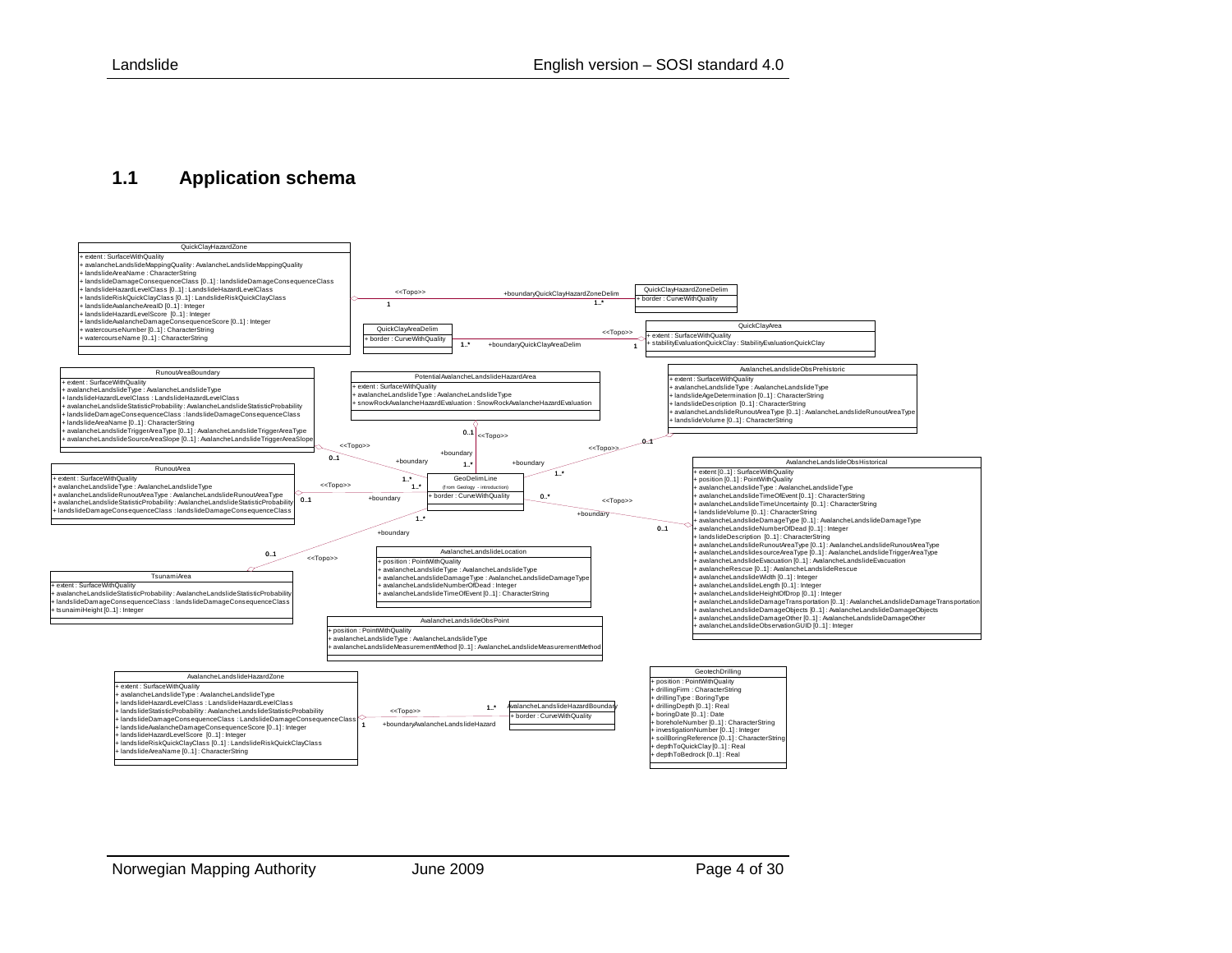## 1.1 Application schema

**QuickClayHazardZone**
+ extent : SurfaceWithQuality
+ avalancheLandslideMappingQuality : AvalancheLandslideMappingQuality
+ landslideAreaName : CharacterString
+ landslideDamageConsequenceClass [0..1] : landslideDamageConsequenceClass
+ landslideHazardLevelClass [0..1] : LandslideHazardLevelClass
+ landslideRiskQuickClayClass [0..1] : LandslideRiskQuickClayClass
+ landslideAvalancheAreaID [0..1] : Integer
+ landslideHazardLevelScore [0..1] : Integer
+ landslideAvalancheDamageConsequenceScore [0..1] : Integer
+ watercourseNumber [0..1] : CharacterString
+ watercourseName [0..1] : CharacterString

<<Topo>> 1 — +boundaryQuickClayHazardZoneDelim 1..*

**QuickClayHazardZoneDelim**
+ border : CurveWithQuality

**QuickClayAreaDelim**
+ border : CurveWithQuality

<<Topo>> 1..* +boundaryQuickClayAreaDelim — 1

**QuickClayArea**
+ extent : SurfaceWithQuality
+ stabilityEvaluationQuickClay : StabilityEvaluationQuickClay

**RunoutAreaBoundary**
+ extent : SurfaceWithQuality
+ avalancheLandslideType : AvalancheLandslideType
+ landslideHazardLevelClass : LandslideHazardLevelClass
+ avalancheLandslideStatisticProbability : AvalancheLandslideStatisticProbability
+ landslideDamageConsequenceClass : landslideDamageConsequenceClass
+ landslideAreaName [0..1] : CharacterString
+ avalancheLandslideTriggerAreaType [0..1] : AvalancheLandslideTriggerAreaType
+ avalancheLandslideSourceAreaSlope [0..1] : AvalancheLandslideTriggerAreaSlope

**PotentialAvalancheLandslideHazardArea**
+ extent : SurfaceWithQuality
+ avalancheLandslideType : AvalancheLandslideType
+ snowRockAvalancheHazardEvaluation : SnowRockAvalancheHazardEvaluation

**AvalancheLandslideObsPrehistoric**
+ extent : SurfaceWithQuality
+ avalancheLandslideType : AvalancheLandslideType
+ landslideAgeDetermination [0..1] : CharacterString
+ landslideDescription [0..1] : CharacterString
+ avalancheLandslideRunoutAreaType [0..1] : AvalancheLandslideRunoutAreaType
+ landslideVolume [0..1] : CharacterString

**RunoutArea**
+ extent : SurfaceWithQuality
+ avalancheLandslideType : AvalancheLandslideType
+ avalancheLandslideRunoutAreaType : AvalancheLandslideRunoutAreaType
+ avalancheLandslideStatisticProbability : AvalancheLandslideStatisticProbability
+ landslideDamageConsequenceClass : landslideDamageConsequenceClass

**GeoDelimLine**
(from Geology - introduction)
+ border : CurveWithQuality

Associations of GeoDelimLine (<<Topo>>, +boundary): RunoutAreaBoundary 0..1 — 1..*; PotentialAvalancheLandslideHazardArea 0..1 — 1..*; AvalancheLandslideObsPrehistoric 0..1 — 1..*; RunoutArea 0..1 — 1..*; AvalancheLandslideObsHistorical 0..1 — 0..*; TsunamiArea 0..1 — 1..*

**AvalancheLandslideObsHistorical**
+ extent [0..1] : SurfaceWithQuality
+ position [0..1] : PointWithQuality
+ avalancheLandslideType : AvalancheLandslideType
+ avalancheLandslideTimeOfEvent [0..1] : CharacterString
+ avalancheLandslideTimeUncertainty [0..1] : CharacterString
+ landslideVolume [0..1] : CharacterString
+ avalancheLandslideDamageType [0..1] : AvalancheLandslideDamageType
+ avalancheLandslideNumberOfDead [0..1] : Integer
+ landslideDescription [0..1] : CharacterString
+ avalancheLandslideRunoutAreaType [0..1] : AvalancheLandslideRunoutAreaType
+ avalancheLandslidesourceAreaType [0..1] : AvalancheLandslideTriggerAreaType
+ avalancheLandslideEvacuation [0..1] : AvalancheLandslideEvacuation
+ avalancheRescue [0..1] : AvalancheLandslideRescue
+ avalancheLandslideWidth [0..1] : Integer
+ avalancheLandslideLength [0..1] : Integer
+ avalancheLandslideHeightOfDrop [0..1] : Integer
+ avalancheLandslideDamageTransportation [0..1] : AvalancheLandslideDamageTransportation
+ avalancheLandslideDamageObjects [0..1] : AvalancheLandslideDamageObjects
+ avalancheLandslideDamageOther [0..1] : AvalancheLandslideDamageOther
+ avalancheLandslideObservationGUID [0..1] : Integer

**AvalancheLandslideLocation**
+ position : PointWithQuality
+ avalancheLandslideType : AvalancheLandslideType
+ avalancheLandslideDamageType : AvalancheLandslideDamageType
+ avalancheLandslideNumberOfDead : Integer
+ avalancheLandslideTimeOfEvent [0..1] : CharacterString

**TsunamiArea**
+ extent : SurfaceWithQuality
+ avalancheLandslideStatisticProbability : AvalancheLandslideStatisticProbability
+ landslideDamageConsequenceClass : landslideDamageConsequenceClass
+ tsunaimiHeight [0..1] : Integer

**AvalancheLandslideObsPoint**
+ position : PointWithQuality
+ avalancheLandslideType : AvalancheLandslideType
+ avalancheLandslideMeasurementMethod [0..1] : AvalancheLandslideMeasurementMethod

**AvalancheLandslideHazardZone**
+ extent : SurfaceWithQuality
+ avalancheLandslideType : AvalancheLandslideType
+ landslideHazardLevelClass : LandslideHazardLevelClass
+ landslideStatisticProbability : AvalancheLandslideStatisticProbability
+ landslideDamageConsequenceClass : LandslideDamageConsequenceClass
+ landslideAvalancheDamageConsequenceScore [0..1] : Integer
+ landslideHazardLevelScore [0..1] : Integer
+ landslideRiskQuickClayClass [0..1] : LandslideRiskQuickClayClass
+ landslideAreaName [0..1] : CharacterString

<<Topo>> 1 +boundaryAvalancheLandslideHazard — 1..*

**AvalancheLandslideHazardBoundary**
+ border : CurveWithQuality

**GeotechDrilling**
+ position : PointWithQuality
+ drillingFirm : CharacterString
+ drillingType : BoringType
+ drillingDepth [0..1] : Real
+ boringDate [0..1] : Date
+ boreholeNumber [0..1] : CharacterString
+ investigationNumber [0..1] : Integer
+ soilBoringReference [0..1] : CharacterString
+ depthToQuickClay [0..1] : Real
+ depthToBedrock [0..1] : Real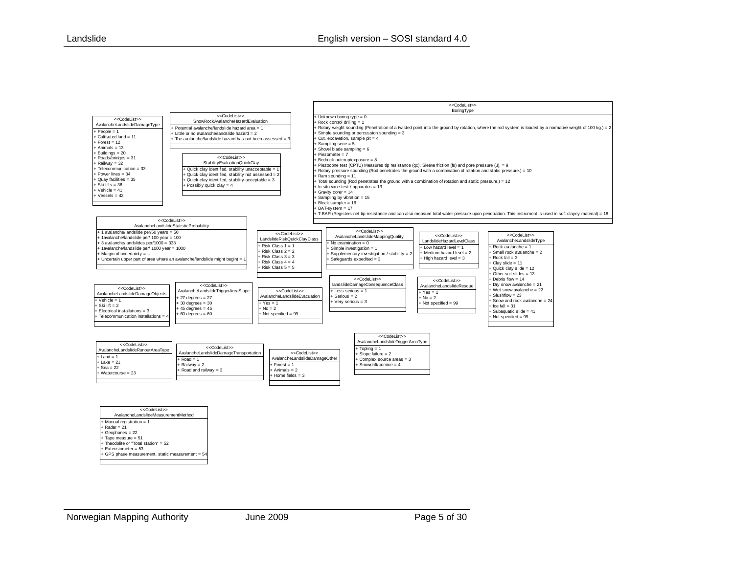**<<CodeList>> AvalancheLandslideDamageType**
- + People = 1
- + Cultivated land = 11
- + Forest = 12
- + Animals = 13
- + Buildings = 20
- + Roads/bridges = 31
- + Railway = 32
- + Telecommunication = 33
- + Power lines = 34
- + Quay facilities = 35
- + Ski lifts = 36
- + Vehicle = 41
- + Vessels = 42

**<<CodeList>> SnowRockAvalancheHazardEvaluation**
- + Potential avalanche/landslide hazard area = 1
- + Little or no avalanche/landslide hazard = 2
- + The avalanche/landslide hazard has not been assessed = 3

**<<CodeList>> StabilityEvaluationQuickClay**
- + Quick clay identified, stability unacceptable = 1
- + Quick clay identified, stability not assessed = 2
- + Quick clay identified, stability acceptable = 3
- + Possibly quick clay = 4

**<<CodeList>> BoringType**
- + Unknown boring type = 0
- + Rock control drilling = 1
- + Rotary weight sounding (Penetration of a twisted point into the ground by rotation, where the rod system is loaded by a normative weight of 100 kg.) = 2
- + Simple sounding or percussion sounding = 3
- + Cut, excavation, sample pit = 4
- + Sampling serie = 5
- + Shovel blade sampling = 6
- + Piezometer = 7
- + Bedrock outcrop/exposure = 8
- + Piezocone test (CPTU) Measures tip resistance (qc), Sleeve friction (fs) and pore pressure (u). = 9
- + Rotary pressure sounding (Rod penetrates the ground with a combination of rotation and static pressure.) = 10
- + Ram sounding = 11
- + Total sounding (Rod penetrates the ground with a combination of rotation and static pressure.) = 12
- + In-situ vane test / apparatus = 13
- + Gravity corer = 14
- + Sampling by vibration = 15
- + Block sampler = 16
- + BAT-system = 17
- + T-BAR (Registers net tip resistance and can also measure total water pressure upon penetration. This instrument is used in soft clayey material) = 18

**<<CodeList>> AvalancheLandslideStatisticProbability**
- + 1 avalanche/landslide per/50 years = 50
- + 1avalanche/landslide per/ 100 year = 100
- + 3 avalanche/landslides per/1000 = 333
- + 1avalanche/landslide per/ 1000 year = 1000
- + Margin of uncertainity = U
- + Uncertain upper part of area where an avalanche/landslide might begin) = L

**<<CodeList>> LandslideRiskQuickClayClass**
- + Risk Class 1 = 1
- + Risk Class 2 = 2
- + Risk Class 3 = 3
- + Risk Class 4 = 4
- + Risk Class 5 = 5

**<<CodeList>> AvalancheLandslideMappingQuality**
- + No examination = 0
- + Simple investigation = 1
- + Supplementary investigation / stability = 2
- + Safeguards expedited = 3

**<<CodeList>> LandslideHazardLevelClass**
- + Low hazard level = 1
- + Medium hazard level = 2
- + High hazard level = 3

**<<CodeList>> AvalancheLandslideType**
- + Rock avalanche = 1
- + Small rock avalanche = 2
- + Rock fall = 3
- + Clay slide = 11
- + Quick clay slide = 12
- + Other soil slides = 13
- + Debris flow = 14
- + Dry snow avalanche = 21
- + Wet snow avalanche = 22
- + Slushflow = 23
- + Snow and rock avalanche = 24
- + Ice fall = 31
- + Subaquatic slide = 41
- + Not specified = 99

**<<CodeList>> AvalancheLandslideDamageObjects**
- + Vehicle = 1
- + Ski lift = 2
- + Electrical installations = 3
- + Telecommunication installations = 4

**<<CodeList>> AvalancheLandslideTriggerAreaSlope**
- + 27 degrees = 27
- + 30 degrees = 30
- + 45 degrees = 45
- + 60 degrees = 60

**<<CodeList>> AvalancheLandslideEvacuation**
- + Yes = 1
- + No = 2
- + Not specified = 99

**<<CodeList>> landslideDamageConsequenceClass**
- + Less serious = 1
- + Serious = 2
- + Very serious = 3

**<<CodeList>> AvalancheLandslideRescue**
- + Yes = 1
- + No = 2
- + Not specified = 99

**<<CodeList>> AvalancheLandslideTriggerAreaType**
- + Topling = 1
- + Slope failure = 2
- + Complex source areas = 3
- + Snowdrift/cornice = 4

**<<CodeList>> AvalancheLandslideRunoutAreaType**
- + Land = 1
- + Lake = 21
- + Sea = 22
- + Watercourse = 23

**<<CodeList>> AvalancheLandslideDamageTransportation**
- + Road = 1
- + Railway = 2
- + Road and railway = 3

**<<CodeList>> AvalancheLandslideDamageOther**
- + Forest = 1
- + Animals = 2
- + Home fields = 3

**<<CodeList>> AvalancheLandslideMeasurementMethod**
- + Manual registration = 1
- + Radar = 21
- + Geophones = 22
- + Tape measure = 51
- + Theodolite or "Total station" = 52
- + Extensiometer = 53
- + GPS phase measurement, static measurement = 54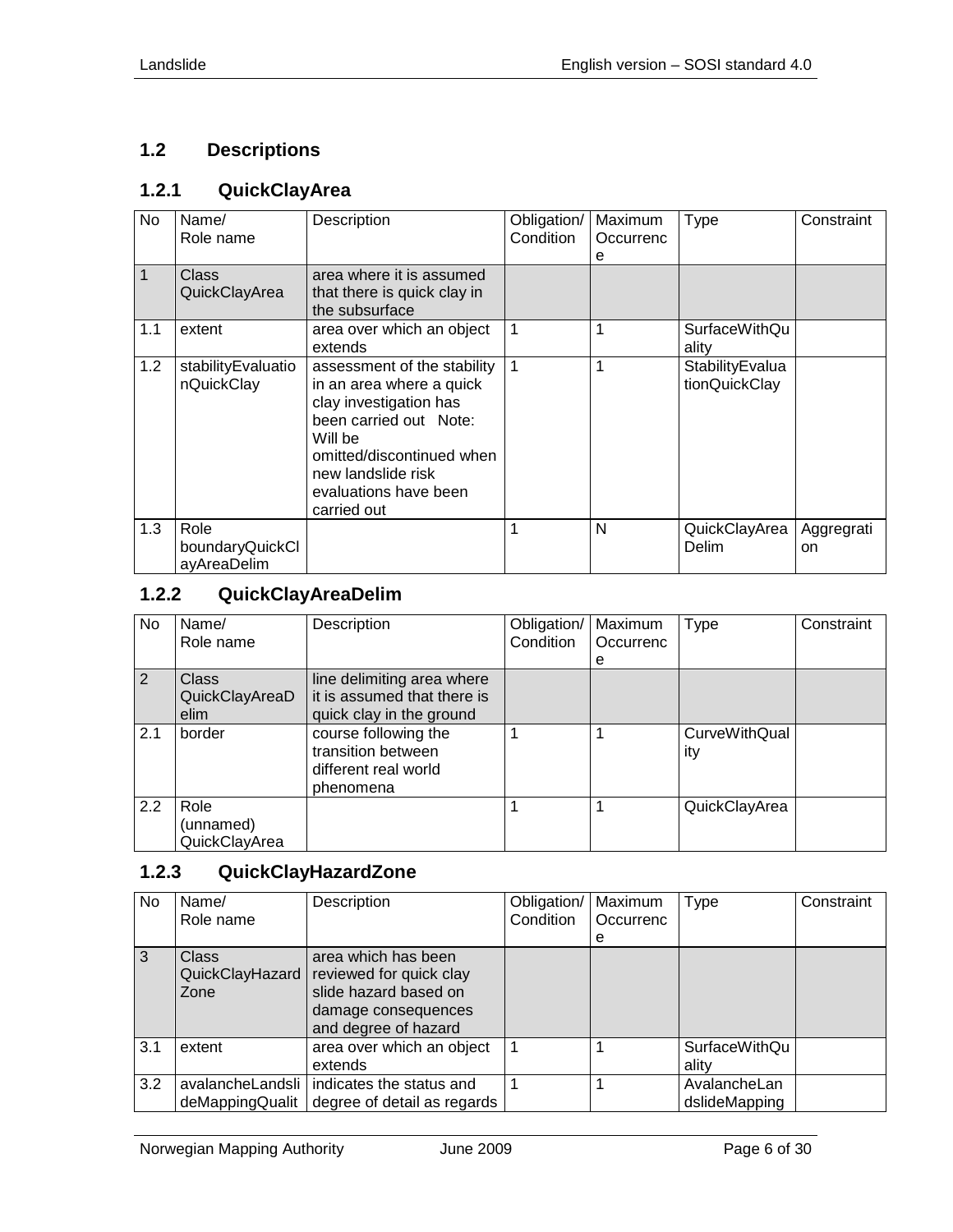## 1.2 Descriptions

### 1.2.1 QuickClayArea

| No | Name/ Role name | Description | Obligation/ Condition | Maximum Occurrence | Type | Constraint |
|---|---|---|---|---|---|---|
| 1 | Class QuickClayArea | area where it is assumed that there is quick clay in the subsurface | | | | |
| 1.1 | extent | area over which an object extends | 1 | 1 | SurfaceWithQuality | |
| 1.2 | stabilityEvaluationQuickClay | assessment of the stability in an area where a quick clay investigation has been carried out Note: Will be omitted/discontinued when new landslide risk evaluations have been carried out | 1 | 1 | StabilityEvaluationQuickClay | |
| 1.3 | Role boundaryQuickClayAreaDelim | | 1 | N | QuickClayAreaDelim | Aggregration |

### 1.2.2 QuickClayAreaDelim

| No | Name/ Role name | Description | Obligation/ Condition | Maximum Occurrence | Type | Constraint |
|---|---|---|---|---|---|---|
| 2 | Class QuickClayAreaDelim | line delimiting area where it is assumed that there is quick clay in the ground | | | | |
| 2.1 | border | course following the transition between different real world phenomena | 1 | 1 | CurveWithQuality | |
| 2.2 | Role (unnamed) QuickClayArea | | 1 | 1 | QuickClayArea | |

### 1.2.3 QuickClayHazardZone

| No | Name/ Role name | Description | Obligation/ Condition | Maximum Occurrence | Type | Constraint |
|---|---|---|---|---|---|---|
| 3 | Class QuickClayHazardZone | area which has been reviewed for quick clay slide hazard based on damage consequences and degree of hazard | | | | |
| 3.1 | extent | area over which an object extends | 1 | 1 | SurfaceWithQuality | |
| 3.2 | avalancheLandslideMappingQualit | indicates the status and degree of detail as regards | 1 | 1 | AvalancheLandslideMapping | |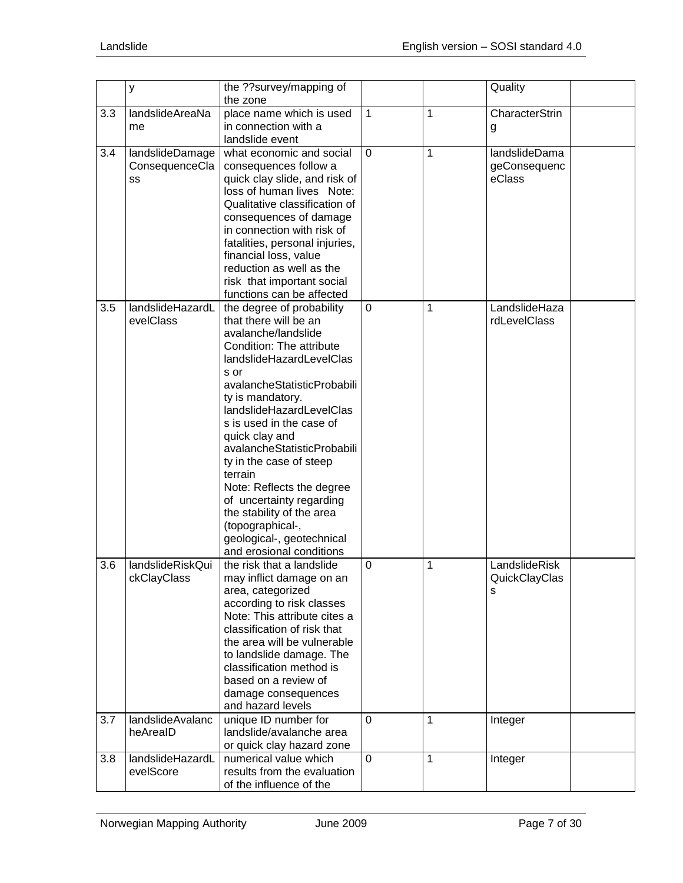|  | y | the ??survey/mapping of the zone |  |  | Quality |  |
|---|---|---|---|---|---|---|
| 3.3 | landslideAreaName | place name which is used in connection with a landslide event | 1 | 1 | CharacterString |  |
| 3.4 | landslideDamageConsequenceClass | what economic and social consequences follow a quick clay slide, and risk of loss of human lives Note: Qualitative classification of consequences of damage in connection with risk of fatalities, personal injuries, financial loss, value reduction as well as the risk that important social functions can be affected | 0 | 1 | landslideDamageConsequenceClass |  |
| 3.5 | landslideHazardLevelClass | the degree of probability that there will be an avalanche/landslide Condition: The attribute landslideHazardLevelClass or avalancheStatisticProbability is mandatory. landslideHazardLevelClass is used in the case of quick clay and avalancheStatisticProbability in the case of steep terrain Note: Reflects the degree of uncertainty regarding the stability of the area (topographical-, geological-, geotechnical and erosional conditions | 0 | 1 | LandslideHazardLevelClass |  |
| 3.6 | landslideRiskQuickClayClass | the risk that a landslide may inflict damage on an area, categorized according to risk classes Note: This attribute cites a classification of risk that the area will be vulnerable to landslide damage. The classification method is based on a review of damage consequences and hazard levels | 0 | 1 | LandslideRiskQuickClayClass |  |
| 3.7 | landslideAvalancheAreaID | unique ID number for landslide/avalanche area or quick clay hazard zone | 0 | 1 | Integer |  |
| 3.8 | landslideHazardLevelScore | numerical value which results from the evaluation of the influence of the | 0 | 1 | Integer |  |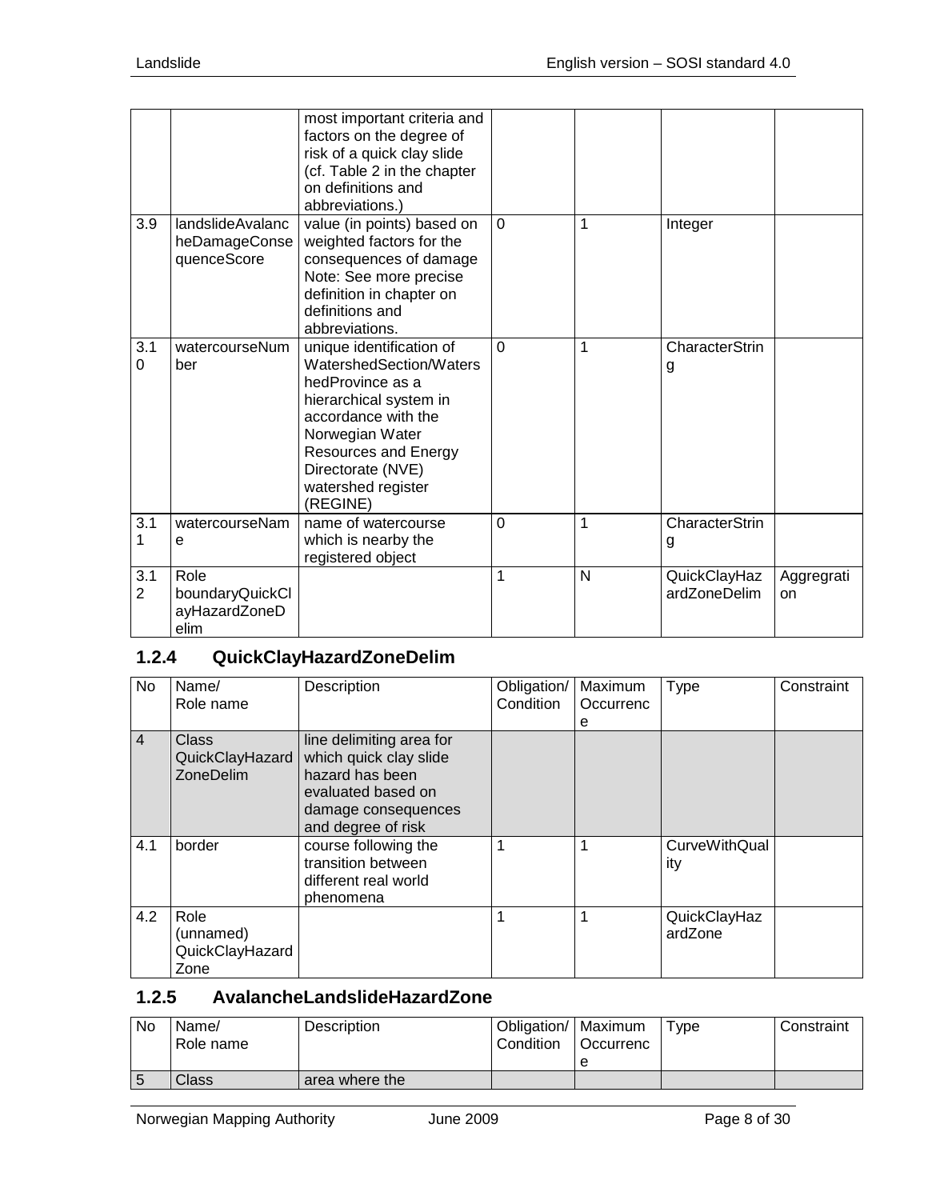|  |  | most important criteria and factors on the degree of risk of a quick clay slide (cf. Table 2 in the chapter on definitions and abbreviations.) |  |  |  |  |
|---|---|---|---|---|---|---|
| 3.9 | landslideAvalancheDamageConsequenceScore | value (in points) based on weighted factors for the consequences of damage Note: See more precise definition in chapter on definitions and abbreviations. | 0 | 1 | Integer |  |
| 3.10 | watercourseNumber | unique identification of WatershedSection/WatershedProvince as a hierarchical system in accordance with the Norwegian Water Resources and Energy Directorate (NVE) watershed register (REGINE) | 0 | 1 | CharacterString |  |
| 3.11 | watercourseName | name of watercourse which is nearby the registered object | 0 | 1 | CharacterString |  |
| 3.12 | Role boundaryQuickClayHazardZoneDelim |  | 1 | N | QuickClayHazardZoneDelim | Aggregration |

### 1.2.4 QuickClayHazardZoneDelim

| No | Name/ Role name | Description | Obligation/ Condition | Maximum Occurrence | Type | Constraint |
|---|---|---|---|---|---|---|
| 4 | Class QuickClayHazardZoneDelim | line delimiting area for which quick clay slide hazard has been evaluated based on damage consequences and degree of risk |  |  |  |  |
| 4.1 | border | course following the transition between different real world phenomena | 1 | 1 | CurveWithQuality |  |
| 4.2 | Role (unnamed) QuickClayHazardZone |  | 1 | 1 | QuickClayHazardZone |  |

### 1.2.5 AvalancheLandslideHazardZone

| No | Name/ Role name | Description | Obligation/ Condition | Maximum Occurrence | Type | Constraint |
|---|---|---|---|---|---|---|
| 5 | Class | area where the |  |  |  |  |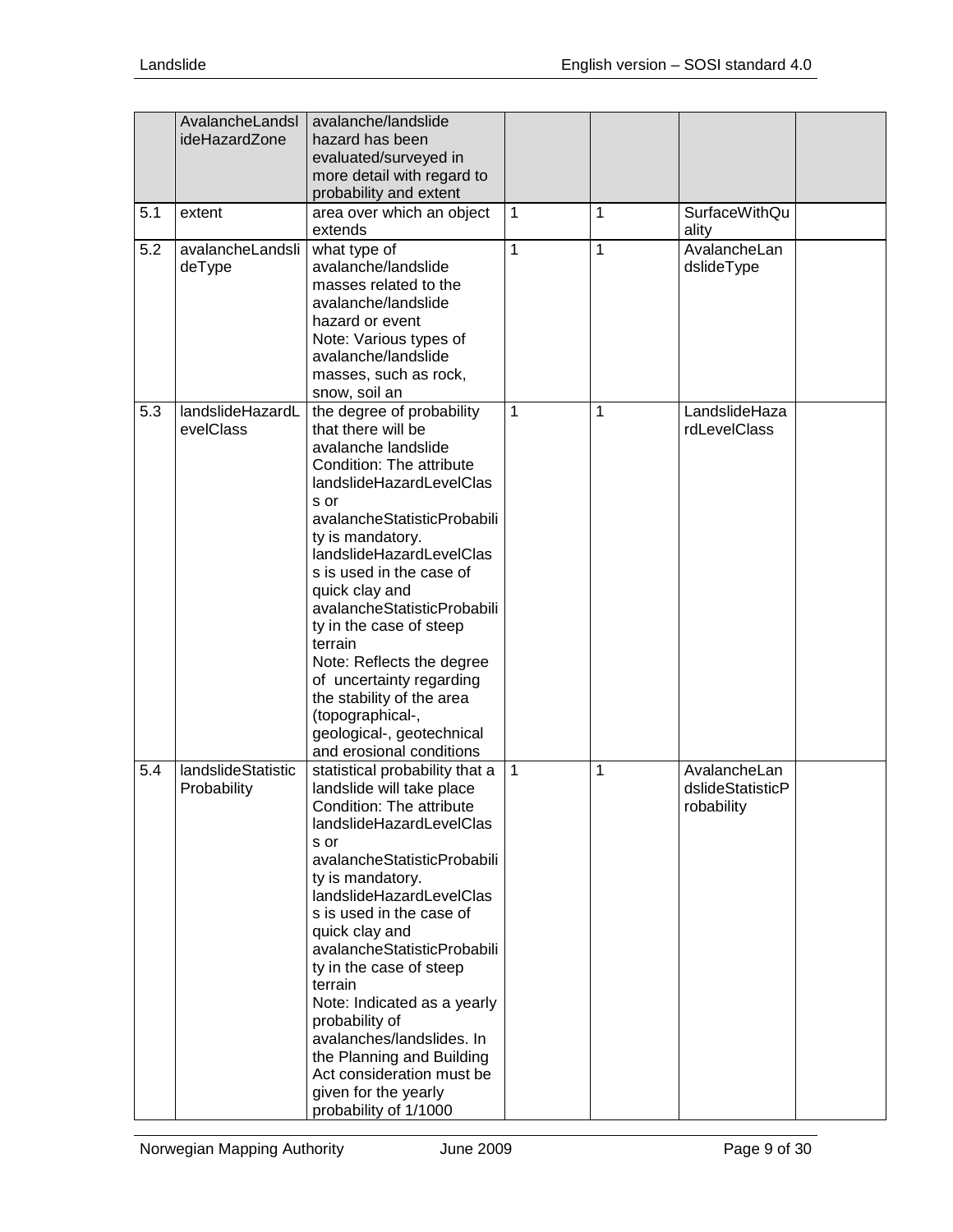|  | AvalancheLandslideHazardZone | avalanche/landslide hazard has been evaluated/surveyed in more detail with regard to probability and extent |  |  |  |  |
|---|---|---|---|---|---|---|
| 5.1 | extent | area over which an object extends | 1 | 1 | SurfaceWithQuality |  |
| 5.2 | avalancheLandslideType | what type of avalanche/landslide masses related to the avalanche/landslide hazard or event<br>Note: Various types of avalanche/landslide masses, such as rock, snow, soil an | 1 | 1 | AvalancheLandslideType |  |
| 5.3 | landslideHazardLevelClass | the degree of probability that there will be avalanche landslide<br>Condition: The attribute landslideHazardLevelClass or avalancheStatisticProbability is mandatory. landslideHazardLevelClass is used in the case of quick clay and avalancheStatisticProbability in the case of steep terrain<br>Note: Reflects the degree of uncertainty regarding the stability of the area (topographical-, geological-, geotechnical and erosional conditions | 1 | 1 | LandslideHazardLevelClass |  |
| 5.4 | landslideStatisticProbability | statistical probability that a landslide will take place<br>Condition: The attribute landslideHazardLevelClass or avalancheStatisticProbability is mandatory. landslideHazardLevelClass is used in the case of quick clay and avalancheStatisticProbability in the case of steep terrain<br>Note: Indicated as a yearly probability of avalanches/landslides. In the Planning and Building Act consideration must be given for the yearly probability of 1/1000 | 1 | 1 | AvalancheLandslideStatisticProbability |  |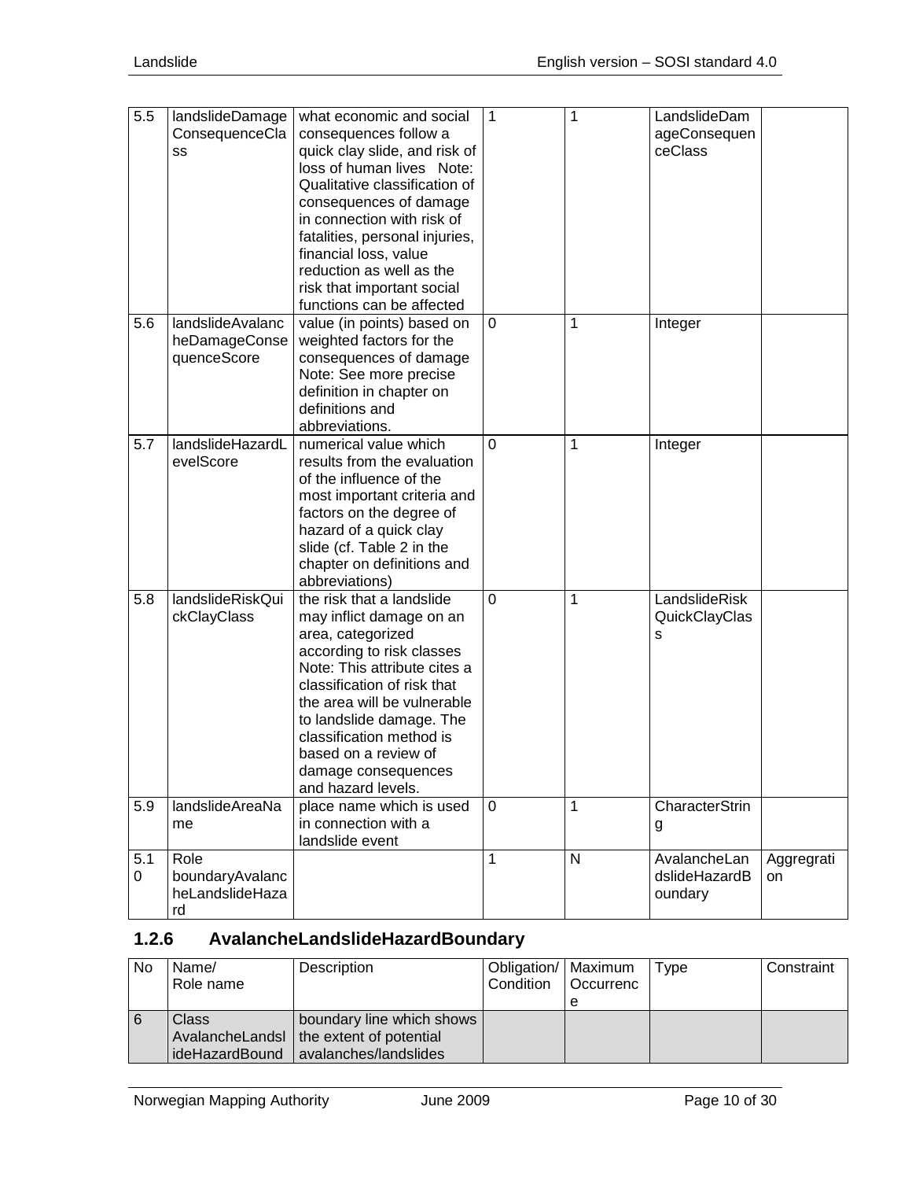| No | Name/ Role name | Description | Obligation/ Condition | Maximum Occurrence | Type | Constraint |
|---|---|---|---|---|---|---|
| 5.5 | landslideDamageConsequenceClass | what economic and social consequences follow a quick clay slide, and risk of loss of human lives Note: Qualitative classification of consequences of damage in connection with risk of fatalities, personal injuries, financial loss, value reduction as well as the risk that important social functions can be affected | 1 | 1 | LandslideDamageConsequenceClass | |
| 5.6 | landslideAvalancheDamageConsequenceScore | value (in points) based on weighted factors for the consequences of damage Note: See more precise definition in chapter on definitions and abbreviations. | 0 | 1 | Integer | |
| 5.7 | landslideHazardLevelScore | numerical value which results from the evaluation of the influence of the most important criteria and factors on the degree of hazard of a quick clay slide (cf. Table 2 in the chapter on definitions and abbreviations) | 0 | 1 | Integer | |
| 5.8 | landslideRiskQuickClayClass | the risk that a landslide may inflict damage on an area, categorized according to risk classes Note: This attribute cites a classification of risk that the area will be vulnerable to landslide damage. The classification method is based on a review of damage consequences and hazard levels. | 0 | 1 | LandslideRiskQuickClayClass | |
| 5.9 | landslideAreaName | place name which is used in connection with a landslide event | 0 | 1 | CharacterString | |
| 5.10 | Role boundaryAvalancheLandslideHazard | | 1 | N | AvalancheLandslideHazardBoundary | Aggregration |

### 1.2.6 AvalancheLandslideHazardBoundary

| No | Name/ Role name | Description | Obligation/ Condition | Maximum Occurrence | Type | Constraint |
|---|---|---|---|---|---|---|
| 6 | Class AvalancheLandslideHazardBound | boundary line which shows the extent of potential avalanches/landslides | | | | |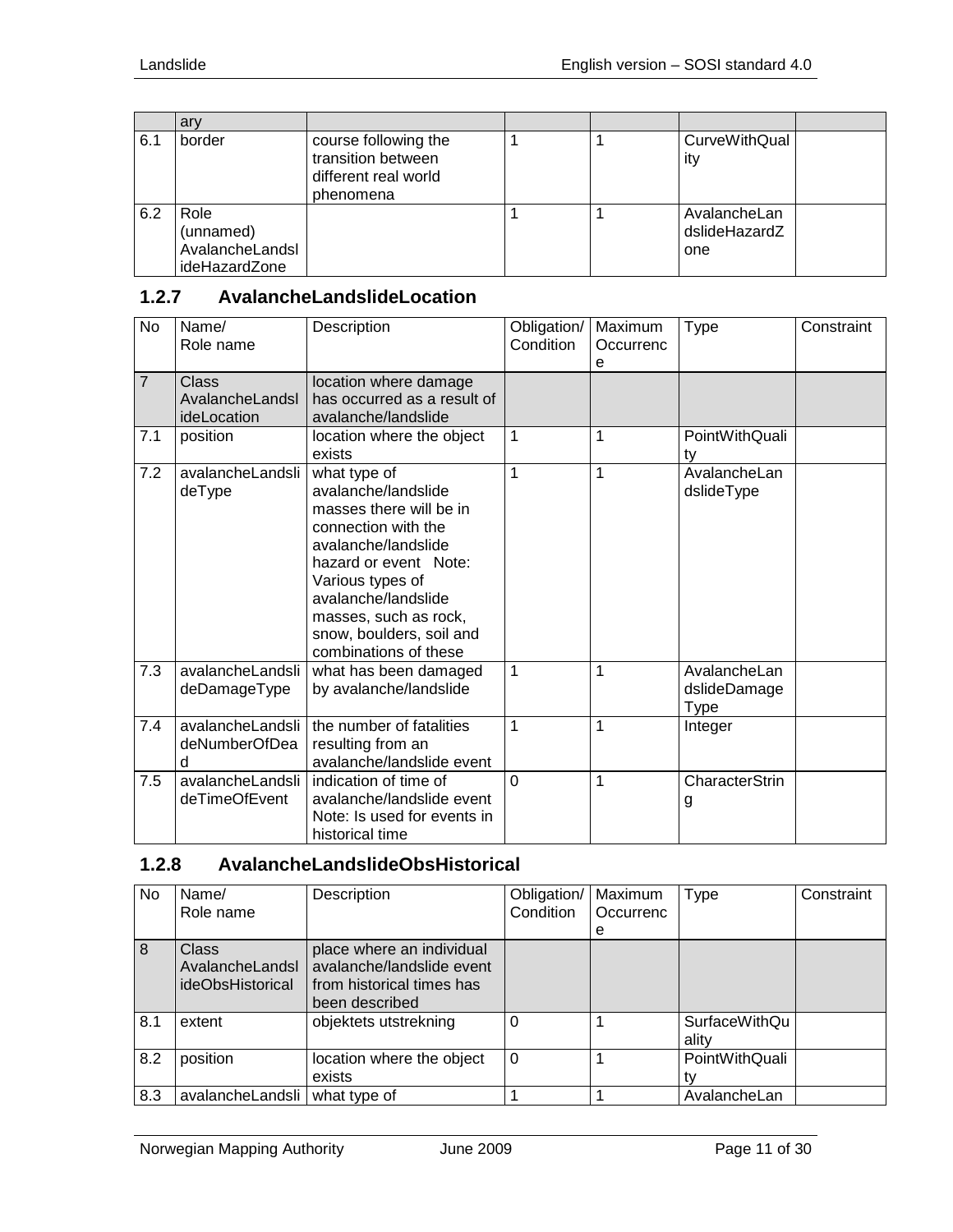| | ary | | | | | |
|---|---|---|---|---|---|---|
| 6.1 | border | course following the transition between different real world phenomena | 1 | 1 | CurveWithQuality | |
| 6.2 | Role (unnamed) AvalancheLandslideHazardZone | | 1 | 1 | AvalancheLandslideHazardZone | |

### 1.2.7 AvalancheLandslideLocation

| No | Name/ Role name | Description | Obligation/ Condition | Maximum Occurrence | Type | Constraint |
|---|---|---|---|---|---|---|
| 7 | Class AvalancheLandslideLocation | location where damage has occurred as a result of avalanche/landslide | | | | |
| 7.1 | position | location where the object exists | 1 | 1 | PointWithQuality | |
| 7.2 | avalancheLandslideType | what type of avalanche/landslide masses there will be in connection with the avalanche/landslide hazard or event Note: Various types of avalanche/landslide masses, such as rock, snow, boulders, soil and combinations of these | 1 | 1 | AvalancheLandslideType | |
| 7.3 | avalancheLandslideDamageType | what has been damaged by avalanche/landslide | 1 | 1 | AvalancheLandslideDamageType | |
| 7.4 | avalancheLandslideNumberOfDead | the number of fatalities resulting from an avalanche/landslide event | 1 | 1 | Integer | |
| 7.5 | avalancheLandslideTimeOfEvent | indication of time of avalanche/landslide event Note: Is used for events in historical time | 0 | 1 | CharacterString | |

### 1.2.8 AvalancheLandslideObsHistorical

| No | Name/ Role name | Description | Obligation/ Condition | Maximum Occurrence | Type | Constraint |
|---|---|---|---|---|---|---|
| 8 | Class AvalancheLandslideObsHistorical | place where an individual avalanche/landslide event from historical times has been described | | | | |
| 8.1 | extent | objektets utstrekning | 0 | 1 | SurfaceWithQuality | |
| 8.2 | position | location where the object exists | 0 | 1 | PointWithQuality | |
| 8.3 | avalancheLandsli | what type of | 1 | 1 | AvalancheLan | |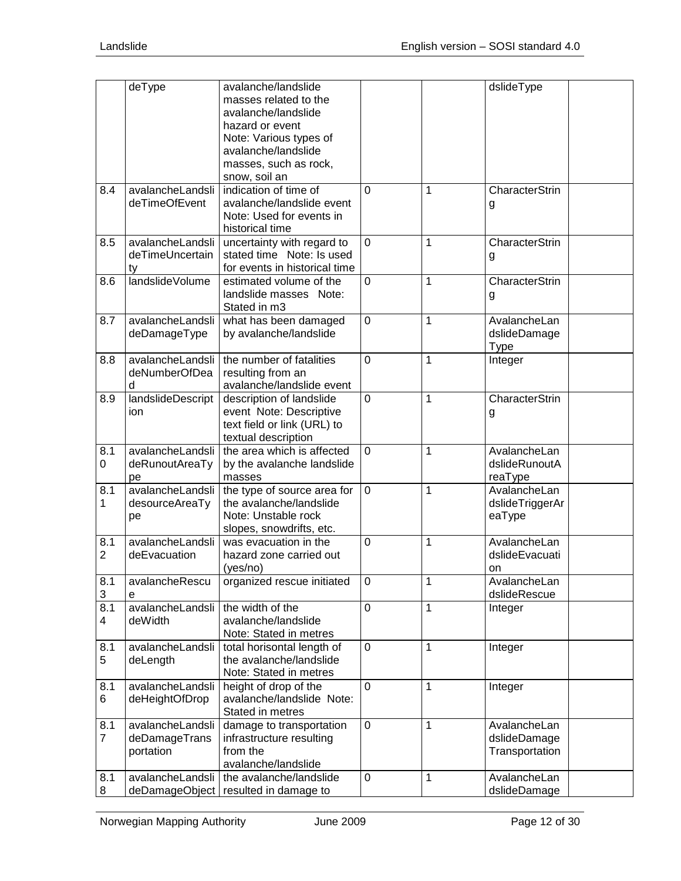|  | deType | avalanche/landslide masses related to the avalanche/landslide hazard or event Note: Various types of avalanche/landslide masses, such as rock, snow, soil an |  |  | dslideType |  |
|---|---|---|---|---|---|---|
| 8.4 | avalancheLandslideTimeOfEvent | indication of time of avalanche/landslide event Note: Used for events in historical time | 0 | 1 | CharacterString |  |
| 8.5 | avalancheLandslideTimeUncertainty | uncertainty with regard to stated time Note: Is used for events in historical time | 0 | 1 | CharacterString |  |
| 8.6 | landslideVolume | estimated volume of the landslide masses Note: Stated in m3 | 0 | 1 | CharacterString |  |
| 8.7 | avalancheLandslideDamageType | what has been damaged by avalanche/landslide | 0 | 1 | AvalancheLandslideDamageType |  |
| 8.8 | avalancheLandslideNumberOfDead | the number of fatalities resulting from an avalanche/landslide event | 0 | 1 | Integer |  |
| 8.9 | landslideDescription | description of landslide event Note: Descriptive text field or link (URL) to textual description | 0 | 1 | CharacterString |  |
| 8.10 | avalancheLandslideRunoutAreaType | the area which is affected by the avalanche landslide masses | 0 | 1 | AvalancheLandslideRunoutAreaType |  |
| 8.11 | avalancheLandslidesourceAreaType | the type of source area for the avalanche/landslide Note: Unstable rock slopes, snowdrifts, etc. | 0 | 1 | AvalancheLandslideTriggerAreaType |  |
| 8.12 | avalancheLandslideEvacuation | was evacuation in the hazard zone carried out (yes/no) | 0 | 1 | AvalancheLandslideEvacuation |  |
| 8.13 | avalancheRescue | organized rescue initiated | 0 | 1 | AvalancheLandslideRescue |  |
| 8.14 | avalancheLandslideWidth | the width of the avalanche/landslide Note: Stated in metres | 0 | 1 | Integer |  |
| 8.15 | avalancheLandslideLength | total horisontal length of the avalanche/landslide Note: Stated in metres | 0 | 1 | Integer |  |
| 8.16 | avalancheLandslideHeightOfDrop | height of drop of the avalanche/landslide Note: Stated in metres | 0 | 1 | Integer |  |
| 8.17 | avalancheLandslideDamageTransportation | damage to transportation infrastructure resulting from the avalanche/landslide | 0 | 1 | AvalancheLandslideDamageTransportation |  |
| 8.18 | avalancheLandslideDamageObject | the avalanche/landslide resulted in damage to | 0 | 1 | AvalancheLandslideDamage |  |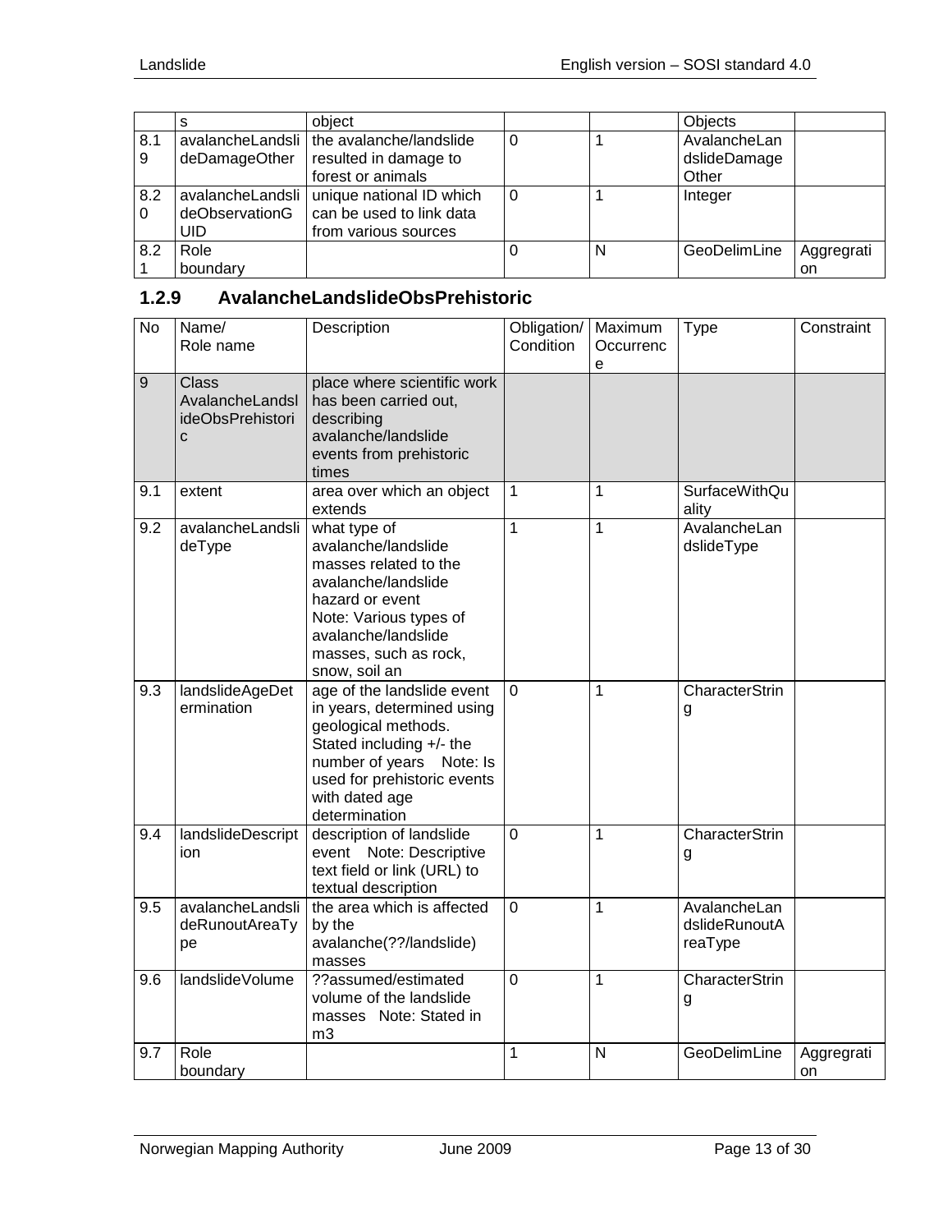| | s | object | | | Objects | |
|---|---|---|---|---|---|---|
| 8.19 | avalancheLandslideDamageOther | the avalanche/landslide resulted in damage to forest or animals | 0 | 1 | AvalancheLandslideDamageOther | |
| 8.20 | avalancheLandslideObservationGUID | unique national ID which can be used to link data from various sources | 0 | 1 | Integer | |
| 8.21 | Role boundary | | 0 | N | GeoDelimLine | Aggregation |

### 1.2.9 AvalancheLandslideObsPrehistoric

| No | Name/ Role name | Description | Obligation/ Condition | Maximum Occurrence | Type | Constraint |
|---|---|---|---|---|---|---|
| 9 | Class AvalancheLandslideObsPrehistoric | place where scientific work has been carried out, describing avalanche/landslide events from prehistoric times | | | | |
| 9.1 | extent | area over which an object extends | 1 | 1 | SurfaceWithQuality | |
| 9.2 | avalancheLandslideType | what type of avalanche/landslide masses related to the avalanche/landslide hazard or event Note: Various types of avalanche/landslide masses, such as rock, snow, soil an | 1 | 1 | AvalancheLandslideType | |
| 9.3 | landslideAgeDetermination | age of the landslide event in years, determined using geological methods. Stated including +/- the number of years Note: Is used for prehistoric events with dated age determination | 0 | 1 | CharacterString | |
| 9.4 | landslideDescription | description of landslide event Note: Descriptive text field or link (URL) to textual description | 0 | 1 | CharacterString | |
| 9.5 | avalancheLandslideRunoutAreaType | the area which is affected by the avalanche(??/landslide) masses | 0 | 1 | AvalancheLandslideRunoutAreaType | |
| 9.6 | landslideVolume | ??assumed/estimated volume of the landslide masses Note: Stated in m3 | 0 | 1 | CharacterString | |
| 9.7 | Role boundary | | 1 | N | GeoDelimLine | Aggregation |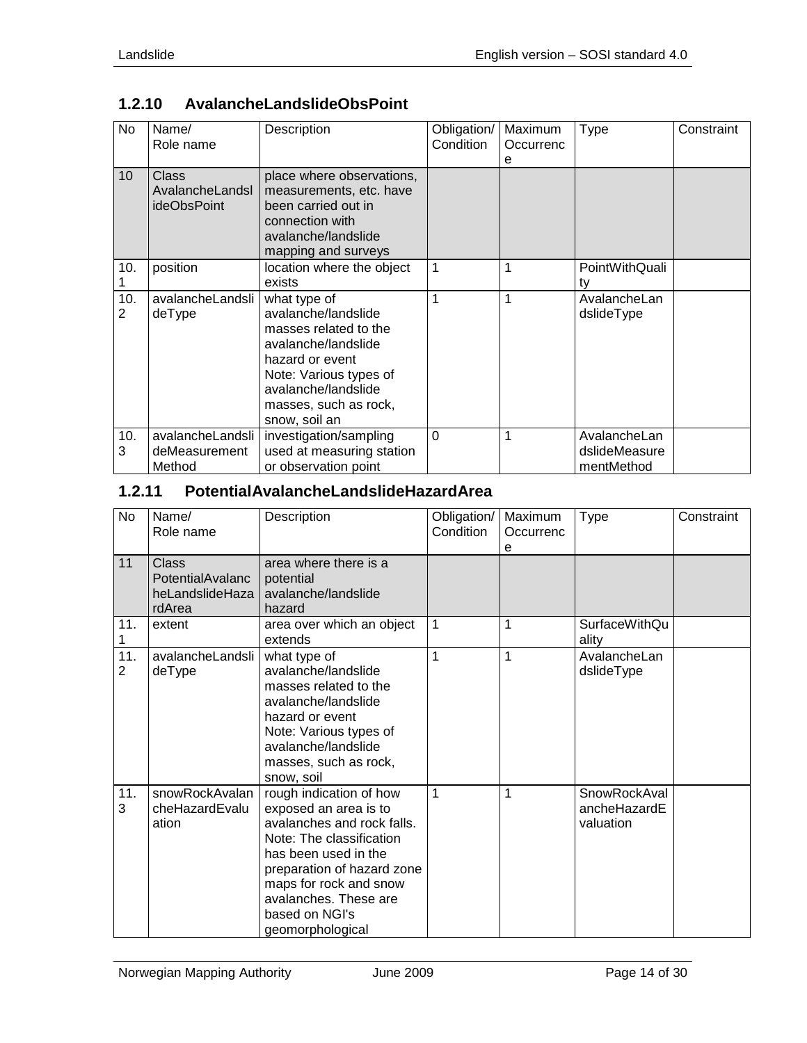### 1.2.10 AvalancheLandslideObsPoint

| No | Name/ Role name | Description | Obligation/ Condition | Maximum Occurrence | Type | Constraint |
|---|---|---|---|---|---|---|
| 10 | Class AvalancheLandslideObsPoint | place where observations, measurements, etc. have been carried out in connection with avalanche/landslide mapping and surveys | | | | |
| 10.1 | position | location where the object exists | 1 | 1 | PointWithQuality | |
| 10.2 | avalancheLandslideType | what type of avalanche/landslide masses related to the avalanche/landslide hazard or event Note: Various types of avalanche/landslide masses, such as rock, snow, soil an | 1 | 1 | AvalancheLandslideType | |
| 10.3 | avalancheLandslideMeasurementMethod | investigation/sampling used at measuring station or observation point | 0 | 1 | AvalancheLandslideMeasurementMethod | |

### 1.2.11 PotentialAvalancheLandslideHazardArea

| No | Name/ Role name | Description | Obligation/ Condition | Maximum Occurrence | Type | Constraint |
|---|---|---|---|---|---|---|
| 11 | Class PotentialAvalancheLandslideHazardArea | area where there is a potential avalanche/landslide hazard | | | | |
| 11.1 | extent | area over which an object extends | 1 | 1 | SurfaceWithQuality | |
| 11.2 | avalancheLandslideType | what type of avalanche/landslide masses related to the avalanche/landslide hazard or event Note: Various types of avalanche/landslide masses, such as rock, snow, soil | 1 | 1 | AvalancheLandslideType | |
| 11.3 | snowRockAvalancheHazardEvaluation | rough indication of how exposed an area is to avalanches and rock falls. Note: The classification has been used in the preparation of hazard zone maps for rock and snow avalanches. These are based on NGI's geomorphological | 1 | 1 | SnowRockAvalancheHazardEvaluation | |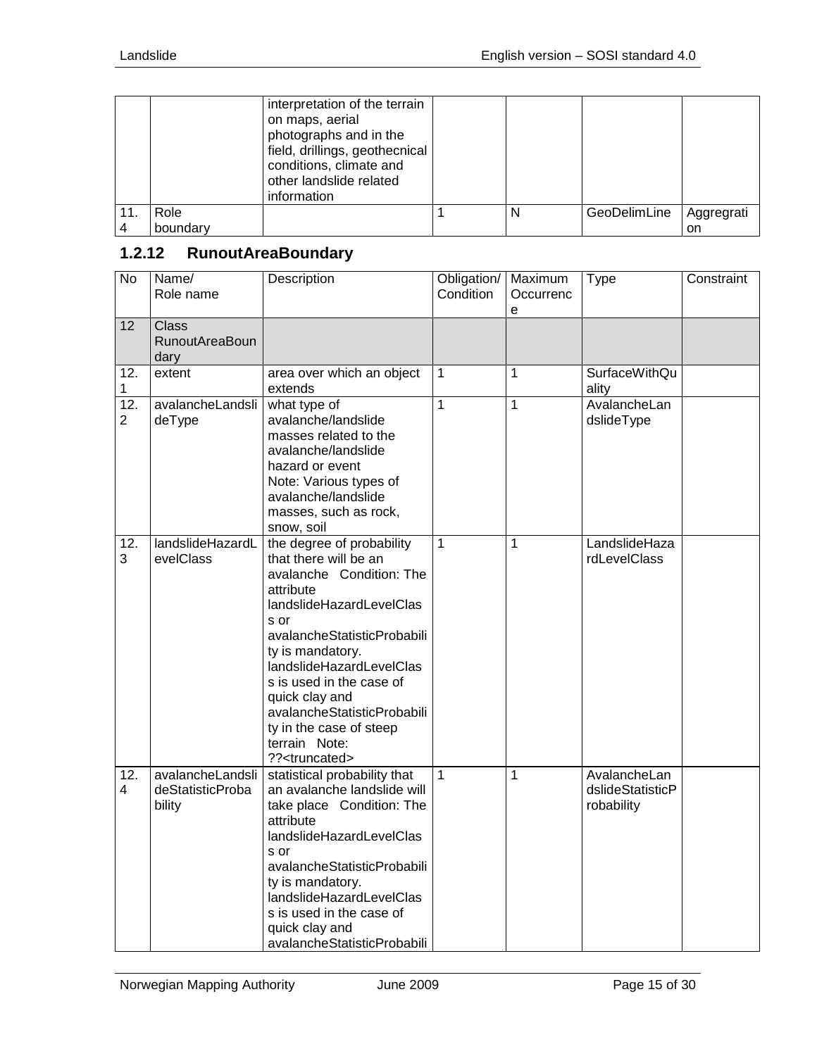| | | interpretation of the terrain on maps, aerial photographs and in the field, drillings, geothecnical conditions, climate and other landslide related information | | | | |
|---|---|---|---|---|---|---|
| 11.4 | Role boundary | | 1 | N | GeoDelimLine | Aggregration |

### 1.2.12 RunoutAreaBoundary

| No | Name/ Role name | Description | Obligation/ Condition | Maximum Occurrence | Type | Constraint |
|---|---|---|---|---|---|---|
| 12 | Class RunoutAreaBoundary | | | | | |
| 12.1 | extent | area over which an object extends | 1 | 1 | SurfaceWithQuality | |
| 12.2 | avalancheLandslideType | what type of avalanche/landslide masses related to the avalanche/landslide hazard or event Note: Various types of avalanche/landslide masses, such as rock, snow, soil | 1 | 1 | AvalancheLandslideType | |
| 12.3 | landslideHazardLevelClass | the degree of probability that there will be an avalanche Condition: The attribute landslideHazardLevelClass or avalancheStatisticProbability is mandatory. landslideHazardLevelClass is used in the case of quick clay and avalancheStatisticProbability in the case of steep terrain Note: ??<truncated> | 1 | 1 | LandslideHazardLevelClass | |
| 12.4 | avalancheLandslideStatisticProbability | statistical probability that an avalanche landslide will take place Condition: The attribute landslideHazardLevelClass or avalancheStatisticProbability is mandatory. landslideHazardLevelClass is used in the case of quick clay and avalancheStatisticProbabili | 1 | 1 | AvalancheLandslideStatisticProbability | |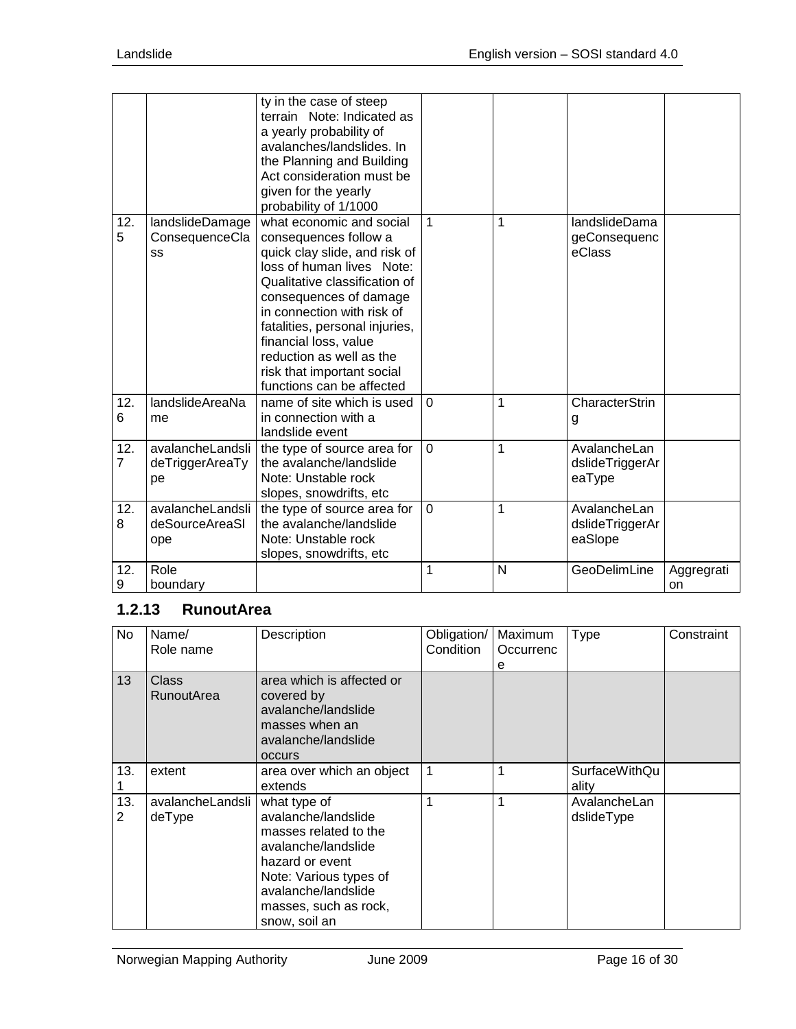| | | | | | | |
|---|---|---|---|---|---|---|
| | | ty in the case of steep terrain Note: Indicated as a yearly probability of avalanches/landslides. In the Planning and Building Act consideration must be given for the yearly probability of 1/1000 | | | | |
| 12.5 | landslideDamageConsequenceClass | what economic and social consequences follow a quick clay slide, and risk of loss of human lives Note: Qualitative classification of consequences of damage in connection with risk of fatalities, personal injuries, financial loss, value reduction as well as the risk that important social functions can be affected | 1 | 1 | landslideDamageConsequenceClass | |
| 12.6 | landslideAreaName | name of site which is used in connection with a landslide event | 0 | 1 | CharacterString | |
| 12.7 | avalancheLandslideTriggerAreaType | the type of source area for the avalanche/landslide Note: Unstable rock slopes, snowdrifts, etc | 0 | 1 | AvalancheLandslideTriggerAreaType | |
| 12.8 | avalancheLandslideSourceAreaSlope | the type of source area for the avalanche/landslide Note: Unstable rock slopes, snowdrifts, etc | 0 | 1 | AvalancheLandslideTriggerAreaSlope | |
| 12.9 | Role boundary | | 1 | N | GeoDelimLine | Aggregration |

### 1.2.13 RunoutArea

| No | Name/ Role name | Description | Obligation/ Condition | Maximum Occurrence | Type | Constraint |
|---|---|---|---|---|---|---|
| 13 | Class RunoutArea | area which is affected or covered by avalanche/landslide masses when an avalanche/landslide occurs | | | | |
| 13.1 | extent | area over which an object extends | 1 | 1 | SurfaceWithQuality | |
| 13.2 | avalancheLandslideType | what type of avalanche/landslide masses related to the avalanche/landslide hazard or event Note: Various types of avalanche/landslide masses, such as rock, snow, soil an | 1 | 1 | AvalancheLandslideType | |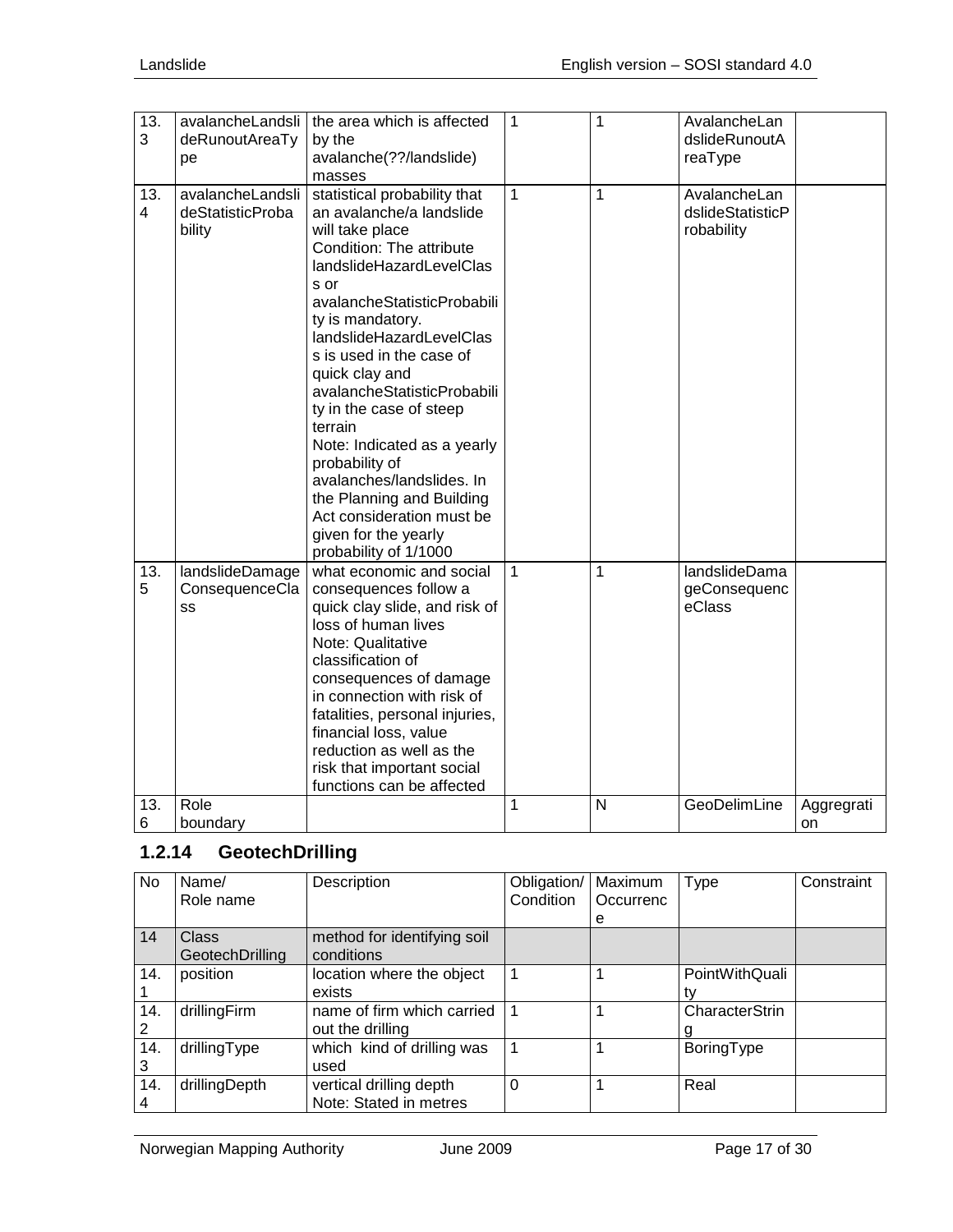| No | Name/ Role name | Description | Obligation/ Condition | Maximum Occurrence | Type | Constraint |
|---|---|---|---|---|---|---|
| 13.3 | avalancheLandslideRunoutAreaType | the area which is affected by the avalanche(??/landslide) masses | 1 | 1 | AvalancheLandslideRunoutAreaType | |
| 13.4 | avalancheLandslideStatisticProbability | statistical probability that an avalanche/a landslide will take place<br>Condition: The attribute landslideHazardLevelClass or avalancheStatisticProbability is mandatory. landslideHazardLevelClass is used in the case of quick clay and avalancheStatisticProbability in the case of steep terrain<br>Note: Indicated as a yearly probability of avalanches/landslides. In the Planning and Building Act consideration must be given for the yearly probability of 1/1000 | 1 | 1 | AvalancheLandslideStatisticProbability | |
| 13.5 | landslideDamageConsequenceClass | what economic and social consequences follow a quick clay slide, and risk of loss of human lives<br>Note: Qualitative classification of consequences of damage in connection with risk of fatalities, personal injuries, financial loss, value reduction as well as the risk that important social functions can be affected | 1 | 1 | landslideDamageConsequenceClass | |
| 13.6 | Role boundary | | 1 | N | GeoDelimLine | Aggregration |

### 1.2.14 GeotechDrilling

| No | Name/ Role name | Description | Obligation/ Condition | Maximum Occurrence | Type | Constraint |
|---|---|---|---|---|---|---|
| 14 | Class GeotechDrilling | method for identifying soil conditions | | | | |
| 14.1 | position | location where the object exists | 1 | 1 | PointWithQuality | |
| 14.2 | drillingFirm | name of firm which carried out the drilling | 1 | 1 | CharacterString | |
| 14.3 | drillingType | which kind of drilling was used | 1 | 1 | BoringType | |
| 14.4 | drillingDepth | vertical drilling depth<br>Note: Stated in metres | 0 | 1 | Real | |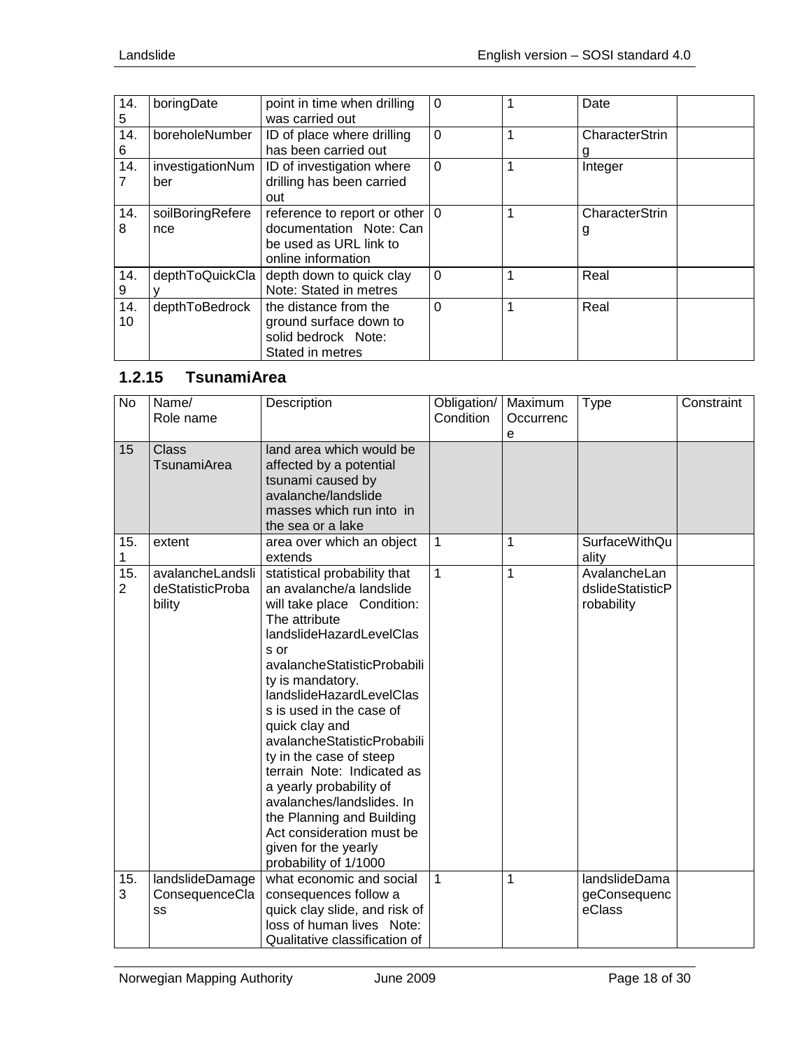| | | | | | | |
|---|---|---|---|---|---|---|
| 14.5 | boringDate | point in time when drilling was carried out | 0 | 1 | Date | |
| 14.6 | boreholeNumber | ID of place where drilling has been carried out | 0 | 1 | CharacterString | |
| 14.7 | investigationNumber | ID of investigation where drilling has been carried out | 0 | 1 | Integer | |
| 14.8 | soilBoringReference | reference to report or other documentation Note: Can be used as URL link to online information | 0 | 1 | CharacterString | |
| 14.9 | depthToQuickClay | depth down to quick clay Note: Stated in metres | 0 | 1 | Real | |
| 14.10 | depthToBedrock | the distance from the ground surface down to solid bedrock Note: Stated in metres | 0 | 1 | Real | |

### 1.2.15 TsunamiArea

| No | Name/ Role name | Description | Obligation/ Condition | Maximum Occurrence | Type | Constraint |
|---|---|---|---|---|---|---|
| 15 | Class TsunamiArea | land area which would be affected by a potential tsunami caused by avalanche/landslide masses which run into in the sea or a lake | | | | |
| 15.1 | extent | area over which an object extends | 1 | 1 | SurfaceWithQuality | |
| 15.2 | avalancheLandslideStatisticProbability | statistical probability that an avalanche/a landslide will take place Condition: The attribute landslideHazardLevelClass or avalancheStatisticProbability is mandatory. landslideHazardLevelClass is used in the case of quick clay and avalancheStatisticProbability in the case of steep terrain Note: Indicated as a yearly probability of avalanches/landslides. In the Planning and Building Act consideration must be given for the yearly probability of 1/1000 | 1 | 1 | AvalancheLandslideStatisticProbability | |
| 15.3 | landslideDamageConsequenceClass | what economic and social consequences follow a quick clay slide, and risk of loss of human lives Note: Qualitative classification of | 1 | 1 | landslideDamageConsequenceClass | |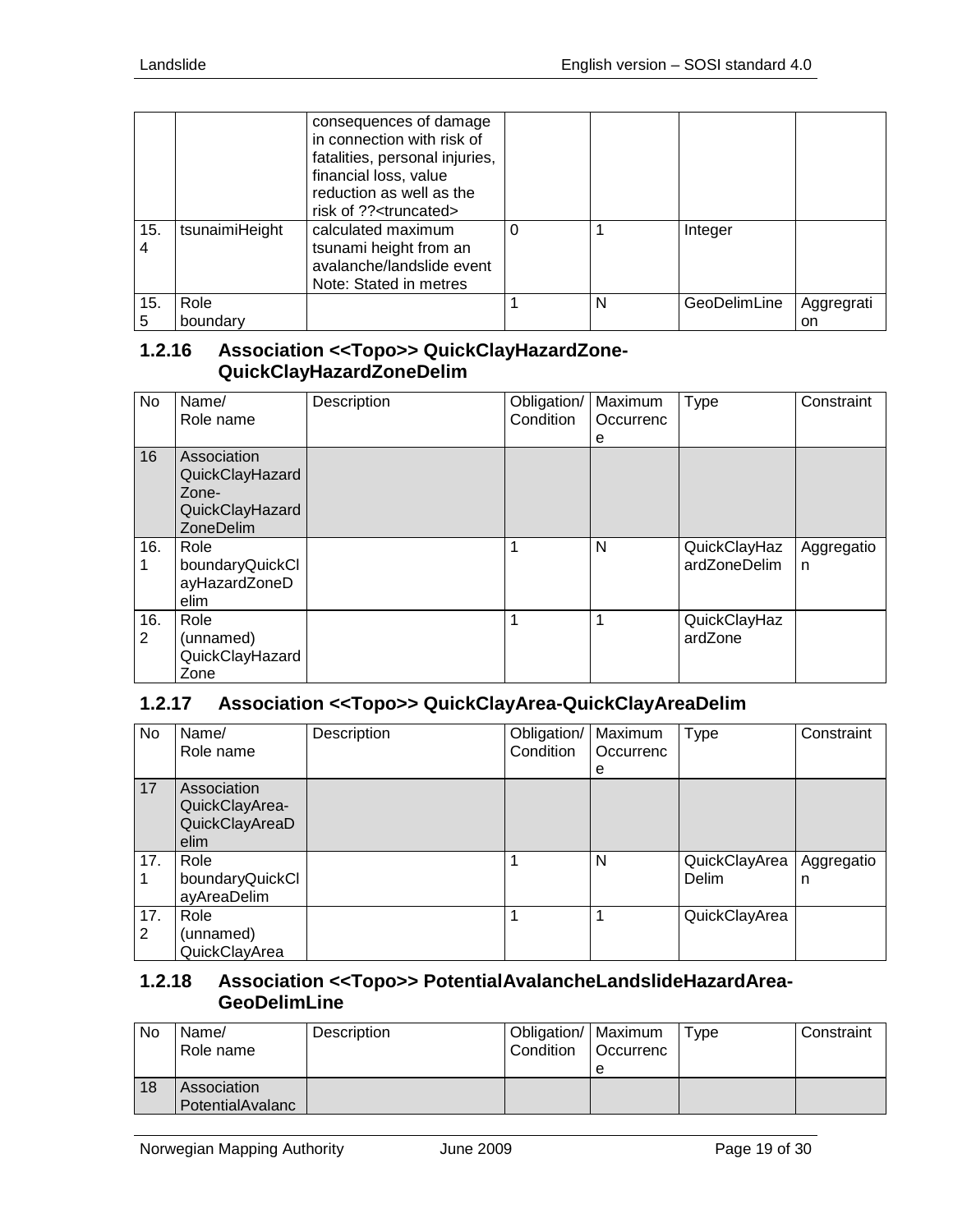| No | Name/ Role name | Description | Obligation/ Condition | Maximum Occurrence | Type | Constraint |
|---|---|---|---|---|---|---|
| | | consequences of damage in connection with risk of fatalities, personal injuries, financial loss, value reduction as well as the risk of ??<truncated> | | | | |
| 15.4 | tsunaimiHeight | calculated maximum tsunami height from an avalanche/landslide event Note: Stated in metres | 0 | 1 | Integer | |
| 15.5 | Role boundary | | 1 | N | GeoDelimLine | Aggregation |

### 1.2.16 Association <<Topo>> QuickClayHazardZone-QuickClayHazardZoneDelim

| No | Name/ Role name | Description | Obligation/ Condition | Maximum Occurrence | Type | Constraint |
|---|---|---|---|---|---|---|
| 16 | Association QuickClayHazardZone-QuickClayHazardZoneDelim | | | | | |
| 16.1 | Role boundaryQuickClayHazardZoneDelim | | 1 | N | QuickClayHazardZoneDelim | Aggregation |
| 16.2 | Role (unnamed) QuickClayHazardZone | | 1 | 1 | QuickClayHazardZone | |

### 1.2.17 Association <<Topo>> QuickClayArea-QuickClayAreaDelim

| No | Name/ Role name | Description | Obligation/ Condition | Maximum Occurrence | Type | Constraint |
|---|---|---|---|---|---|---|
| 17 | Association QuickClayArea-QuickClayAreaDelim | | | | | |
| 17.1 | Role boundaryQuickClayAreaDelim | | 1 | N | QuickClayAreaDelim | Aggregation |
| 17.2 | Role (unnamed) QuickClayArea | | 1 | 1 | QuickClayArea | |

### 1.2.18 Association <<Topo>> PotentialAvalancheLandslideHazardArea-GeoDelimLine

| No | Name/ Role name | Description | Obligation/ Condition | Maximum Occurrence | Type | Constraint |
|---|---|---|---|---|---|---|
| 18 | Association PotentialAvalanc | | | | | |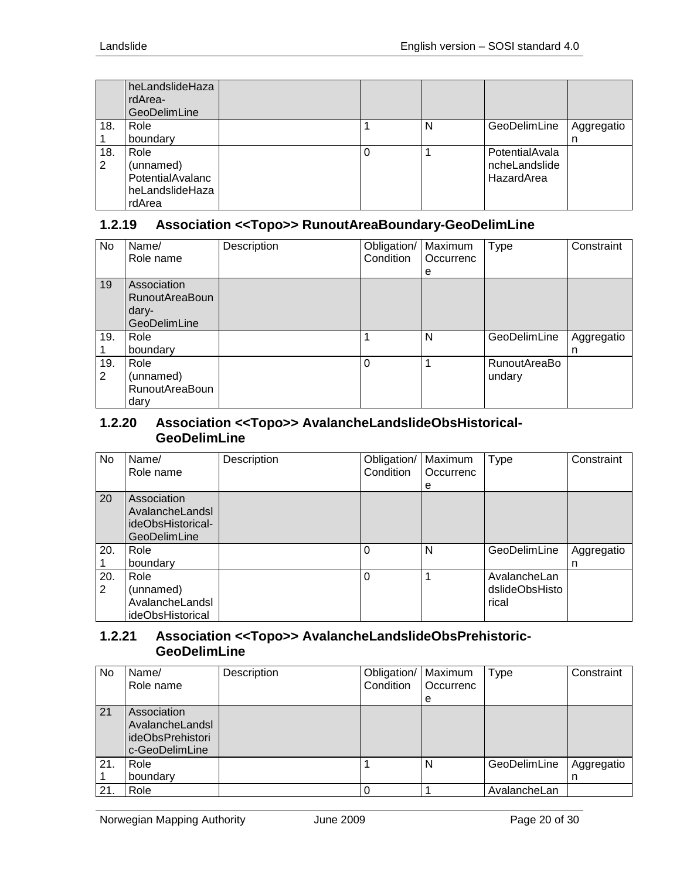| | heLandslideHazardArea-GeoDelimLine | | | | | |
|---|---|---|---|---|---|---|
| 18.1 | Role<br>boundary | | 1 | N | GeoDelimLine | Aggregation |
| 18.2 | Role<br>(unnamed)<br>PotentialAvalancheLandslideHazardArea | | 0 | 1 | PotentialAvalancheLandslideHazardArea | |

### 1.2.19 Association <<Topo>> RunoutAreaBoundary-GeoDelimLine

| No | Name/<br>Role name | Description | Obligation/<br>Condition | Maximum<br>Occurrence | Type | Constraint |
|---|---|---|---|---|---|---|
| 19 | Association<br>RunoutAreaBoundary-GeoDelimLine | | | | | |
| 19.1 | Role<br>boundary | | 1 | N | GeoDelimLine | Aggregation |
| 19.2 | Role<br>(unnamed)<br>RunoutAreaBoundary | | 0 | 1 | RunoutAreaBoundary | |

### 1.2.20 Association <<Topo>> AvalancheLandslideObsHistorical-GeoDelimLine

| No | Name/<br>Role name | Description | Obligation/<br>Condition | Maximum<br>Occurrence | Type | Constraint |
|---|---|---|---|---|---|---|
| 20 | Association<br>AvalancheLandslideObsHistorical-GeoDelimLine | | | | | |
| 20.1 | Role<br>boundary | | 0 | N | GeoDelimLine | Aggregation |
| 20.2 | Role<br>(unnamed)<br>AvalancheLandslideObsHistorical | | 0 | 1 | AvalancheLandslideObsHistorical | |

### 1.2.21 Association <<Topo>> AvalancheLandslideObsPrehistoric-GeoDelimLine

| No | Name/<br>Role name | Description | Obligation/<br>Condition | Maximum<br>Occurrence | Type | Constraint |
|---|---|---|---|---|---|---|
| 21 | Association<br>AvalancheLandslideObsPrehistoric-GeoDelimLine | | | | | |
| 21.1 | Role<br>boundary | | 1 | N | GeoDelimLine | Aggregation |
| 21. | Role | | 0 | 1 | AvalancheLan | |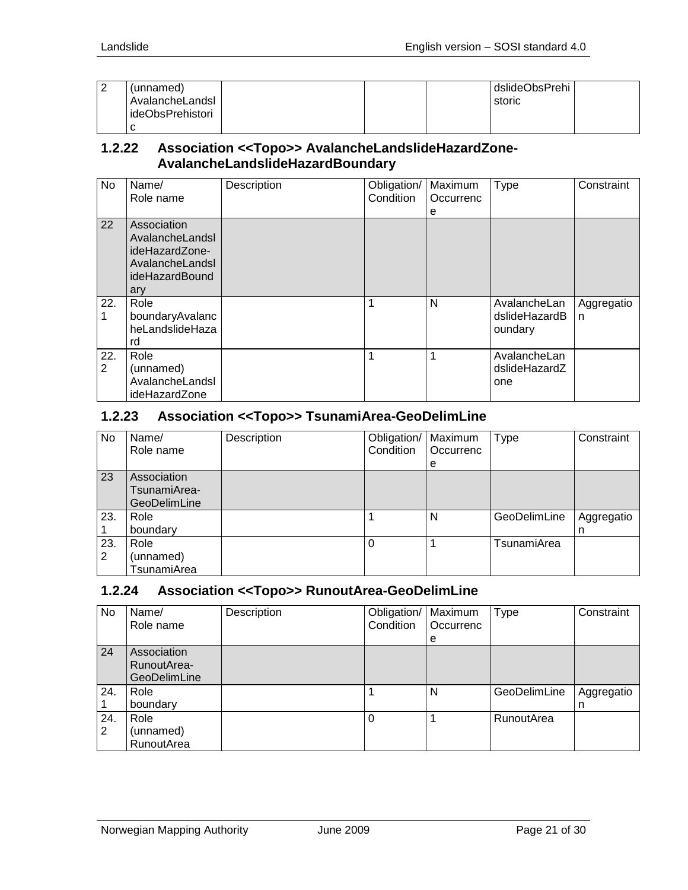| 2 | (unnamed) AvalancheLandslideObsPrehistoric | | | | dslideObsPrehistoric | |
|---|---|---|---|---|---|---|

### 1.2.22 Association <<Topo>> AvalancheLandslideHazardZone-AvalancheLandslideHazardBoundary

| No | Name/ Role name | Description | Obligation/ Condition | Maximum Occurrence | Type | Constraint |
|---|---|---|---|---|---|---|
| 22 | Association AvalancheLandslideHazardZone-AvalancheLandslideHazardBoundary | | | | | |
| 22.1 | Role boundaryAvalancheLandslideHazard | | 1 | N | AvalancheLandslideHazardBoundary | Aggregation |
| 22.2 | Role (unnamed) AvalancheLandslideHazardZone | | 1 | 1 | AvalancheLandslideHazardZone | |

### 1.2.23 Association <<Topo>> TsunamiArea-GeoDelimLine

| No | Name/ Role name | Description | Obligation/ Condition | Maximum Occurrence | Type | Constraint |
|---|---|---|---|---|---|---|
| 23 | Association TsunamiArea-GeoDelimLine | | | | | |
| 23.1 | Role boundary | | 1 | N | GeoDelimLine | Aggregation |
| 23.2 | Role (unnamed) TsunamiArea | | 0 | 1 | TsunamiArea | |

### 1.2.24 Association <<Topo>> RunoutArea-GeoDelimLine

| No | Name/ Role name | Description | Obligation/ Condition | Maximum Occurrence | Type | Constraint |
|---|---|---|---|---|---|---|
| 24 | Association RunoutArea-GeoDelimLine | | | | | |
| 24.1 | Role boundary | | 1 | N | GeoDelimLine | Aggregation |
| 24.2 | Role (unnamed) RunoutArea | | 0 | 1 | RunoutArea | |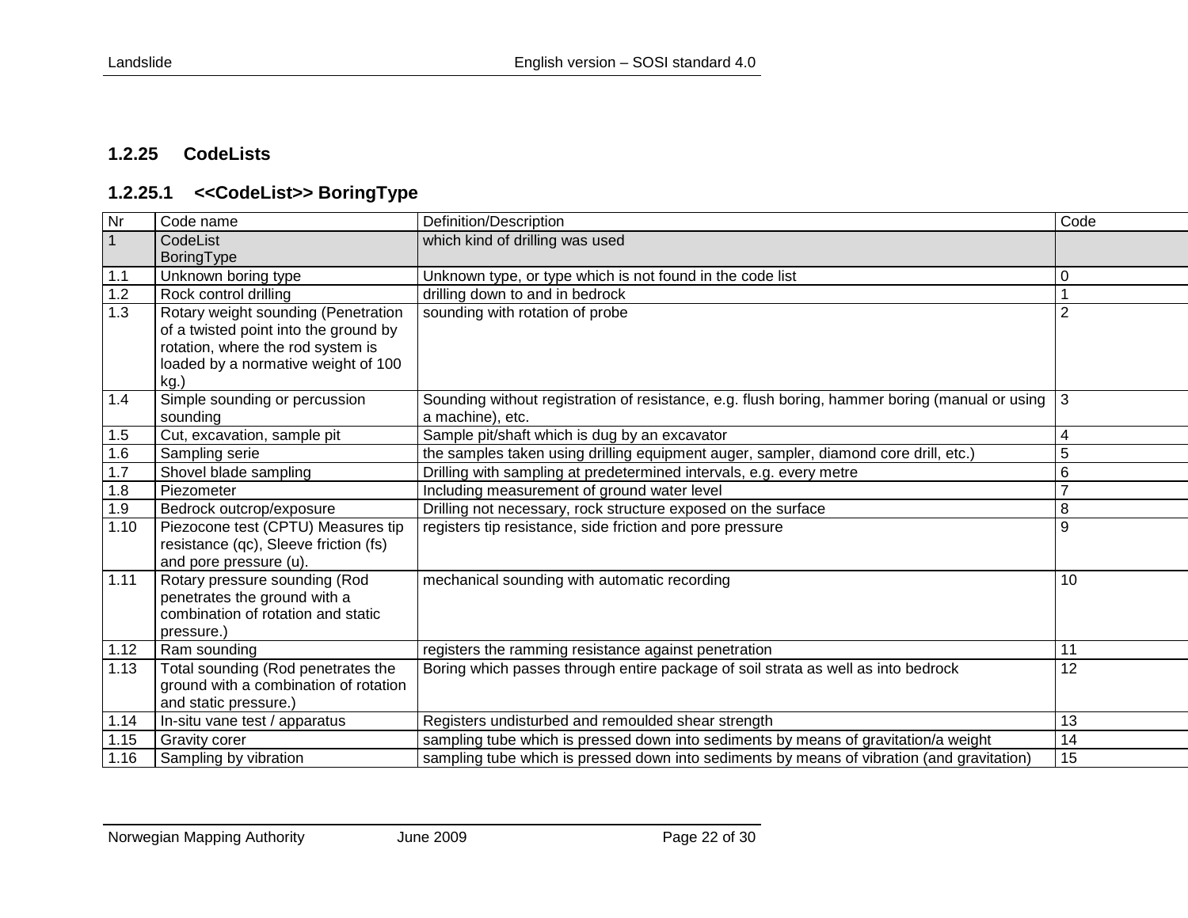### 1.2.25 CodeLists

#### 1.2.25.1 <<CodeList>> BoringType

| Nr | Code name | Definition/Description | Code |
|---|---|---|---|
| 1 | CodeList BoringType | which kind of drilling was used | |
| 1.1 | Unknown boring type | Unknown type, or type which is not found in the code list | 0 |
| 1.2 | Rock control drilling | drilling down to and in bedrock | 1 |
| 1.3 | Rotary weight sounding (Penetration of a twisted point into the ground by rotation, where the rod system is loaded by a normative weight of 100 kg.) | sounding with rotation of probe | 2 |
| 1.4 | Simple sounding or percussion sounding | Sounding without registration of resistance, e.g. flush boring, hammer boring (manual or using a machine), etc. | 3 |
| 1.5 | Cut, excavation, sample pit | Sample pit/shaft which is dug by an excavator | 4 |
| 1.6 | Sampling serie | the samples taken using drilling equipment auger, sampler, diamond core drill, etc.) | 5 |
| 1.7 | Shovel blade sampling | Drilling with sampling at predetermined intervals, e.g. every metre | 6 |
| 1.8 | Piezometer | Including measurement of ground water level | 7 |
| 1.9 | Bedrock outcrop/exposure | Drilling not necessary, rock structure exposed on the surface | 8 |
| 1.10 | Piezocone test (CPTU) Measures tip resistance (qc), Sleeve friction (fs) and pore pressure (u). | registers tip resistance, side friction and pore pressure | 9 |
| 1.11 | Rotary pressure sounding (Rod penetrates the ground with a combination of rotation and static pressure.) | mechanical sounding with automatic recording | 10 |
| 1.12 | Ram sounding | registers the ramming resistance against penetration | 11 |
| 1.13 | Total sounding (Rod penetrates the ground with a combination of rotation and static pressure.) | Boring which passes through entire package of soil strata as well as into bedrock | 12 |
| 1.14 | In-situ vane test / apparatus | Registers undisturbed and remoulded shear strength | 13 |
| 1.15 | Gravity corer | sampling tube which is pressed down into sediments by means of gravitation/a weight | 14 |
| 1.16 | Sampling by vibration | sampling tube which is pressed down into sediments by means of vibration (and gravitation) | 15 |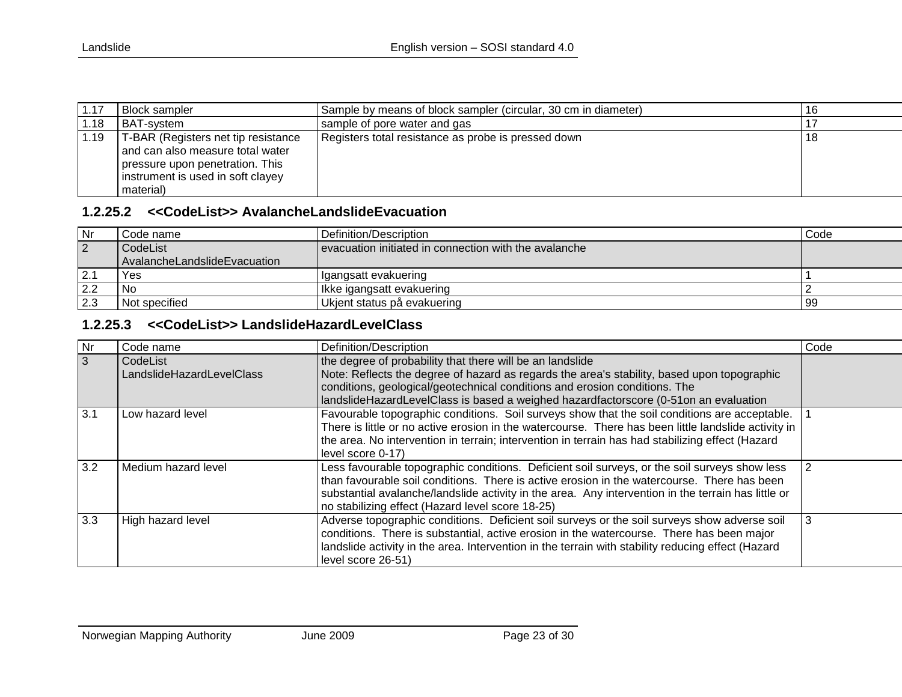| 1.17 | Block sampler | Sample by means of block sampler (circular, 30 cm in diameter) | 16 |
|---|---|---|---|
| 1.18 | BAT-system | sample of pore water and gas | 17 |
| 1.19 | T-BAR (Registers net tip resistance and can also measure total water pressure upon penetration. This instrument is used in soft clayey material) | Registers total resistance as probe is pressed down | 18 |

### 1.2.25.2 <<CodeList>> AvalancheLandslideEvacuation

| Nr | Code name | Definition/Description | Code |
|---|---|---|---|
| 2 | CodeList AvalancheLandslideEvacuation | evacuation initiated in connection with the avalanche | |
| 2.1 | Yes | Igangsatt evakuering | 1 |
| 2.2 | No | Ikke igangsatt evakuering | 2 |
| 2.3 | Not specified | Ukjent status på evakuering | 99 |

### 1.2.25.3 <<CodeList>> LandslideHazardLevelClass

| Nr | Code name | Definition/Description | Code |
|---|---|---|---|
| 3 | CodeList LandslideHazardLevelClass | the degree of probability that there will be an landslide<br>Note: Reflects the degree of hazard as regards the area's stability, based upon topographic conditions, geological/geotechnical conditions and erosion conditions. The landslideHazardLevelClass is based a weighed hazardfactorscore (0-51on an evaluation | |
| 3.1 | Low hazard level | Favourable topographic conditions. Soil surveys show that the soil conditions are acceptable. There is little or no active erosion in the watercourse. There has been little landslide activity in the area. No intervention in terrain; intervention in terrain has had stabilizing effect (Hazard level score 0-17) | 1 |
| 3.2 | Medium hazard level | Less favourable topographic conditions. Deficient soil surveys, or the soil surveys show less than favourable soil conditions. There is active erosion in the watercourse. There has been substantial avalanche/landslide activity in the area. Any intervention in the terrain has little or no stabilizing effect (Hazard level score 18-25) | 2 |
| 3.3 | High hazard level | Adverse topographic conditions. Deficient soil surveys or the soil surveys show adverse soil conditions. There is substantial, active erosion in the watercourse. There has been major landslide activity in the area. Intervention in the terrain with stability reducing effect (Hazard level score 26-51) | 3 |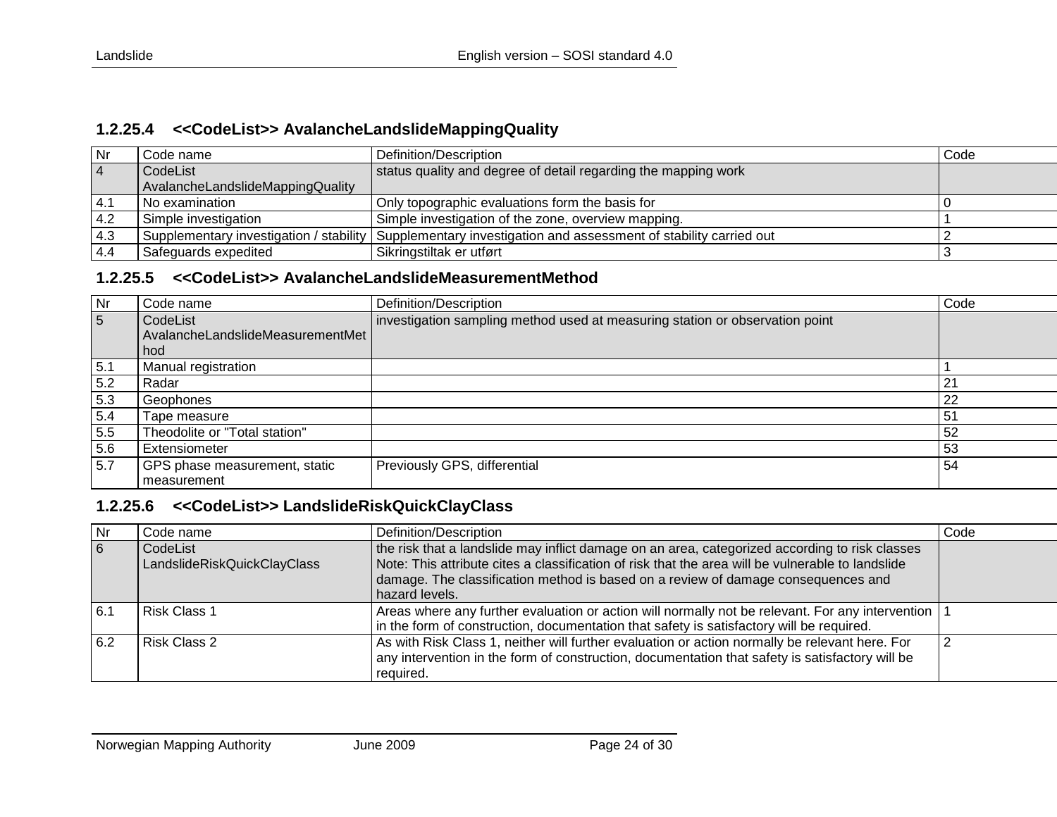### 1.2.25.4 <<CodeList>> AvalancheLandslideMappingQuality

| Nr | Code name | Definition/Description | Code |
| --- | --- | --- | --- |
| 4 | CodeList AvalancheLandslideMappingQuality | status quality and degree of detail regarding the mapping work | |
| 4.1 | No examination | Only topographic evaluations form the basis for | 0 |
| 4.2 | Simple investigation | Simple investigation of the zone, overview mapping. | 1 |
| 4.3 | Supplementary investigation / stability | Supplementary investigation and assessment of stability carried out | 2 |
| 4.4 | Safeguards expedited | Sikringstiltak er utført | 3 |

### 1.2.25.5 <<CodeList>> AvalancheLandslideMeasurementMethod

| Nr | Code name | Definition/Description | Code |
| --- | --- | --- | --- |
| 5 | CodeList AvalancheLandslideMeasurementMethod | investigation sampling method used at measuring station or observation point | |
| 5.1 | Manual registration | | 1 |
| 5.2 | Radar | | 21 |
| 5.3 | Geophones | | 22 |
| 5.4 | Tape measure | | 51 |
| 5.5 | Theodolite or "Total station" | | 52 |
| 5.6 | Extensiometer | | 53 |
| 5.7 | GPS phase measurement, static measurement | Previously GPS, differential | 54 |

### 1.2.25.6 <<CodeList>> LandslideRiskQuickClayClass

| Nr | Code name | Definition/Description | Code |
| --- | --- | --- | --- |
| 6 | CodeList LandslideRiskQuickClayClass | the risk that a landslide may inflict damage on an area, categorized according to risk classes Note: This attribute cites a classification of risk that the area will be vulnerable to landslide damage. The classification method is based on a review of damage consequences and hazard levels. | |
| 6.1 | Risk Class 1 | Areas where any further evaluation or action will normally not be relevant. For any intervention in the form of construction, documentation that safety is satisfactory will be required. | 1 |
| 6.2 | Risk Class 2 | As with Risk Class 1, neither will further evaluation or action normally be relevant here. For any intervention in the form of construction, documentation that safety is satisfactory will be required. | 2 |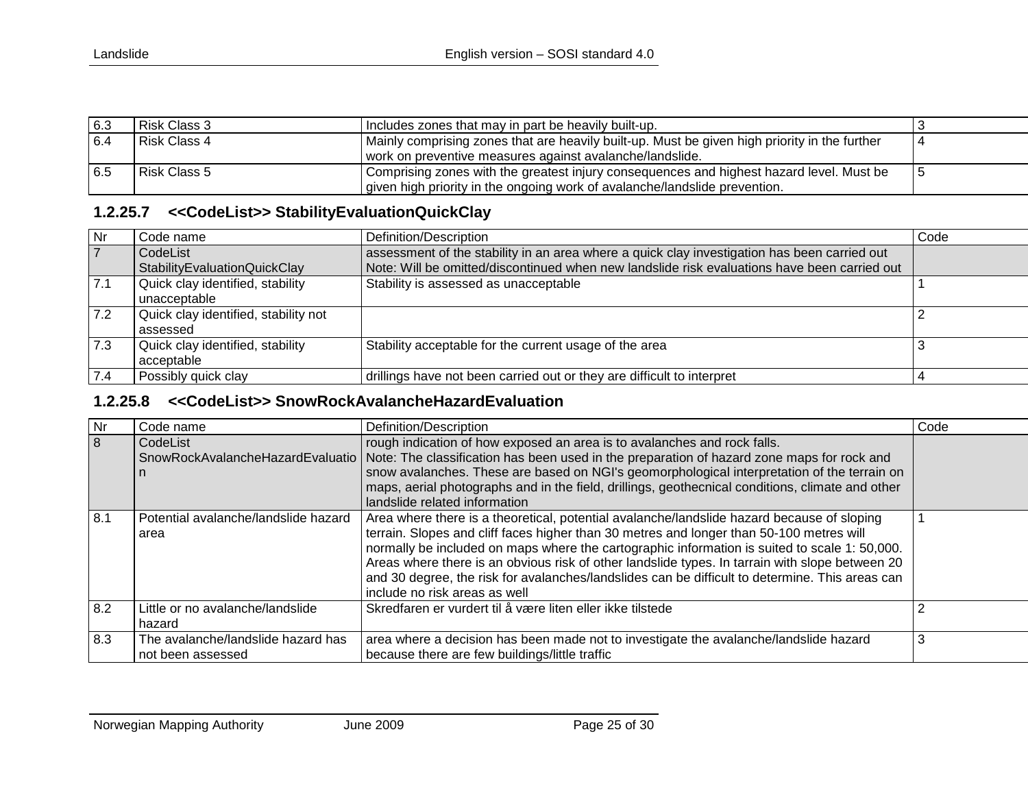| 6.3 | Risk Class 3 | Includes zones that may in part be heavily built-up. | 3 |
|---|---|---|---|
| 6.4 | Risk Class 4 | Mainly comprising zones that are heavily built-up. Must be given high priority in the further work on preventive measures against avalanche/landslide. | 4 |
| 6.5 | Risk Class 5 | Comprising zones with the greatest injury consequences and highest hazard level. Must be given high priority in the ongoing work of avalanche/landslide prevention. | 5 |

### 1.2.25.7 <<CodeList>> StabilityEvaluationQuickClay

| Nr | Code name | Definition/Description | Code |
|---|---|---|---|
| 7 | CodeList StabilityEvaluationQuickClay | assessment of the stability in an area where a quick clay investigation has been carried out Note: Will be omitted/discontinued when new landslide risk evaluations have been carried out | |
| 7.1 | Quick clay identified, stability unacceptable | Stability is assessed as unacceptable | 1 |
| 7.2 | Quick clay identified, stability not assessed | | 2 |
| 7.3 | Quick clay identified, stability acceptable | Stability acceptable for the current usage of the area | 3 |
| 7.4 | Possibly quick clay | drillings have not been carried out or they are difficult to interpret | 4 |

### 1.2.25.8 <<CodeList>> SnowRockAvalancheHazardEvaluation

| Nr | Code name | Definition/Description | Code |
|---|---|---|---|
| 8 | CodeList SnowRockAvalancheHazardEvaluation | rough indication of how exposed an area is to avalanches and rock falls. Note: The classification has been used in the preparation of hazard zone maps for rock and snow avalanches. These are based on NGI's geomorphological interpretation of the terrain on maps, aerial photographs and in the field, drillings, geothecnical conditions, climate and other landslide related information | |
| 8.1 | Potential avalanche/landslide hazard area | Area where there is a theoretical, potential avalanche/landslide hazard because of sloping terrain. Slopes and cliff faces higher than 30 metres and longer than 50-100 metres will normally be included on maps where the cartographic information is suited to scale 1: 50,000. Areas where there is an obvious risk of other landslide types. In tarrain with slope between 20 and 30 degree, the risk for avalanches/landslides can be difficult to determine. This areas can include no risk areas as well | 1 |
| 8.2 | Little or no avalanche/landslide hazard | Skredfaren er vurdert til å være liten eller ikke tilstede | 2 |
| 8.3 | The avalanche/landslide hazard has not been assessed | area where a decision has been made not to investigate the avalanche/landslide hazard because there are few buildings/little traffic | 3 |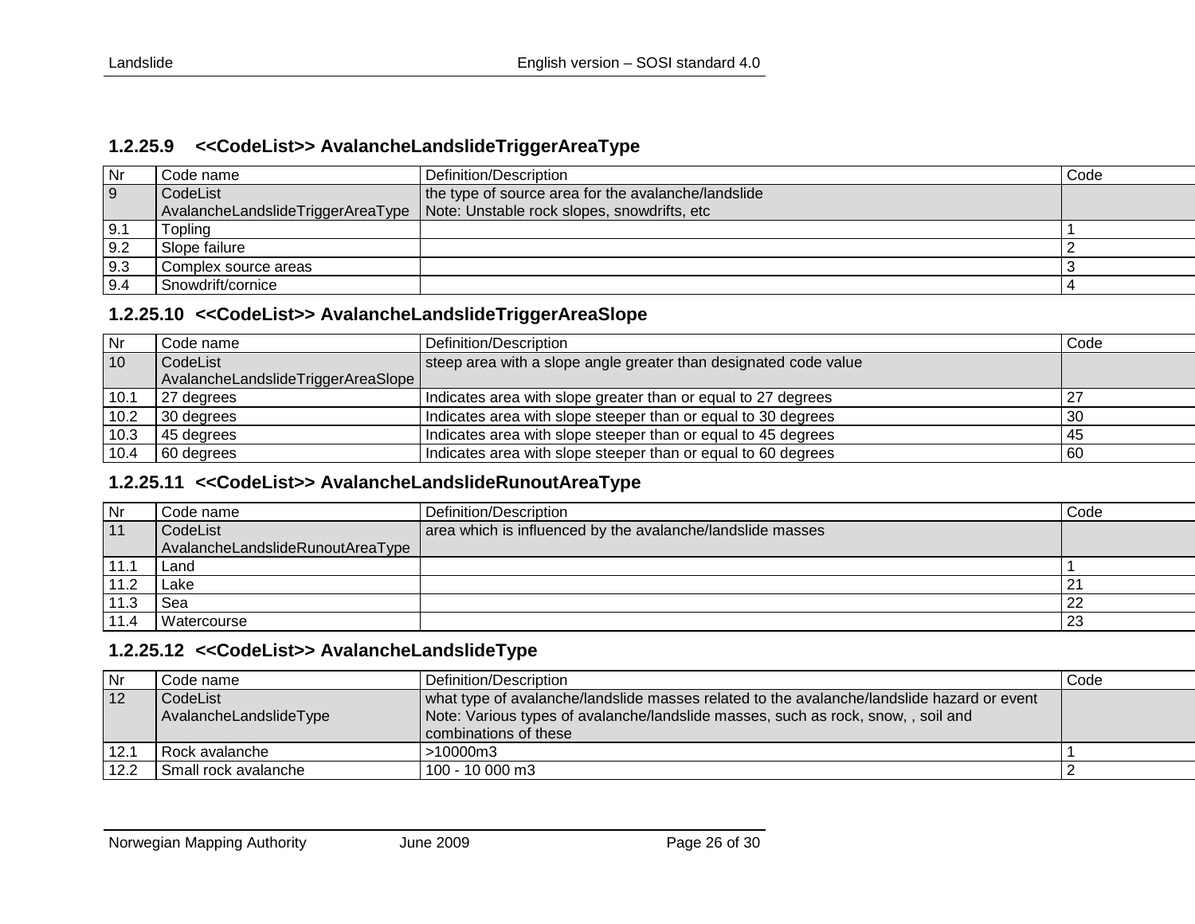### 1.2.25.9 <<CodeList>> AvalancheLandslideTriggerAreaType

| Nr | Code name | Definition/Description | Code |
|---|---|---|---|
| 9 | CodeList AvalancheLandslideTriggerAreaType | the type of source area for the avalanche/landslide<br>Note: Unstable rock slopes, snowdrifts, etc | |
| 9.1 | Topling | | 1 |
| 9.2 | Slope failure | | 2 |
| 9.3 | Complex source areas | | 3 |
| 9.4 | Snowdrift/cornice | | 4 |

### 1.2.25.10 <<CodeList>> AvalancheLandslideTriggerAreaSlope

| Nr | Code name | Definition/Description | Code |
|---|---|---|---|
| 10 | CodeList AvalancheLandslideTriggerAreaSlope | steep area with a slope angle greater than designated code value | |
| 10.1 | 27 degrees | Indicates area with slope greater than or equal to 27 degrees | 27 |
| 10.2 | 30 degrees | Indicates area with slope steeper than or equal to 30 degrees | 30 |
| 10.3 | 45 degrees | Indicates area with slope steeper than or equal to 45 degrees | 45 |
| 10.4 | 60 degrees | Indicates area with slope steeper than or equal to 60 degrees | 60 |

### 1.2.25.11 <<CodeList>> AvalancheLandslideRunoutAreaType

| Nr | Code name | Definition/Description | Code |
|---|---|---|---|
| 11 | CodeList AvalancheLandslideRunoutAreaType | area which is influenced by the avalanche/landslide masses | |
| 11.1 | Land | | 1 |
| 11.2 | Lake | | 21 |
| 11.3 | Sea | | 22 |
| 11.4 | Watercourse | | 23 |

### 1.2.25.12 <<CodeList>> AvalancheLandslideType

| Nr | Code name | Definition/Description | Code |
|---|---|---|---|
| 12 | CodeList AvalancheLandslideType | what type of avalanche/landslide masses related to the avalanche/landslide hazard or event<br>Note: Various types of avalanche/landslide masses, such as rock, snow, , soil and combinations of these | |
| 12.1 | Rock avalanche | >10000m3 | 1 |
| 12.2 | Small rock avalanche | 100 - 10 000 m3 | 2 |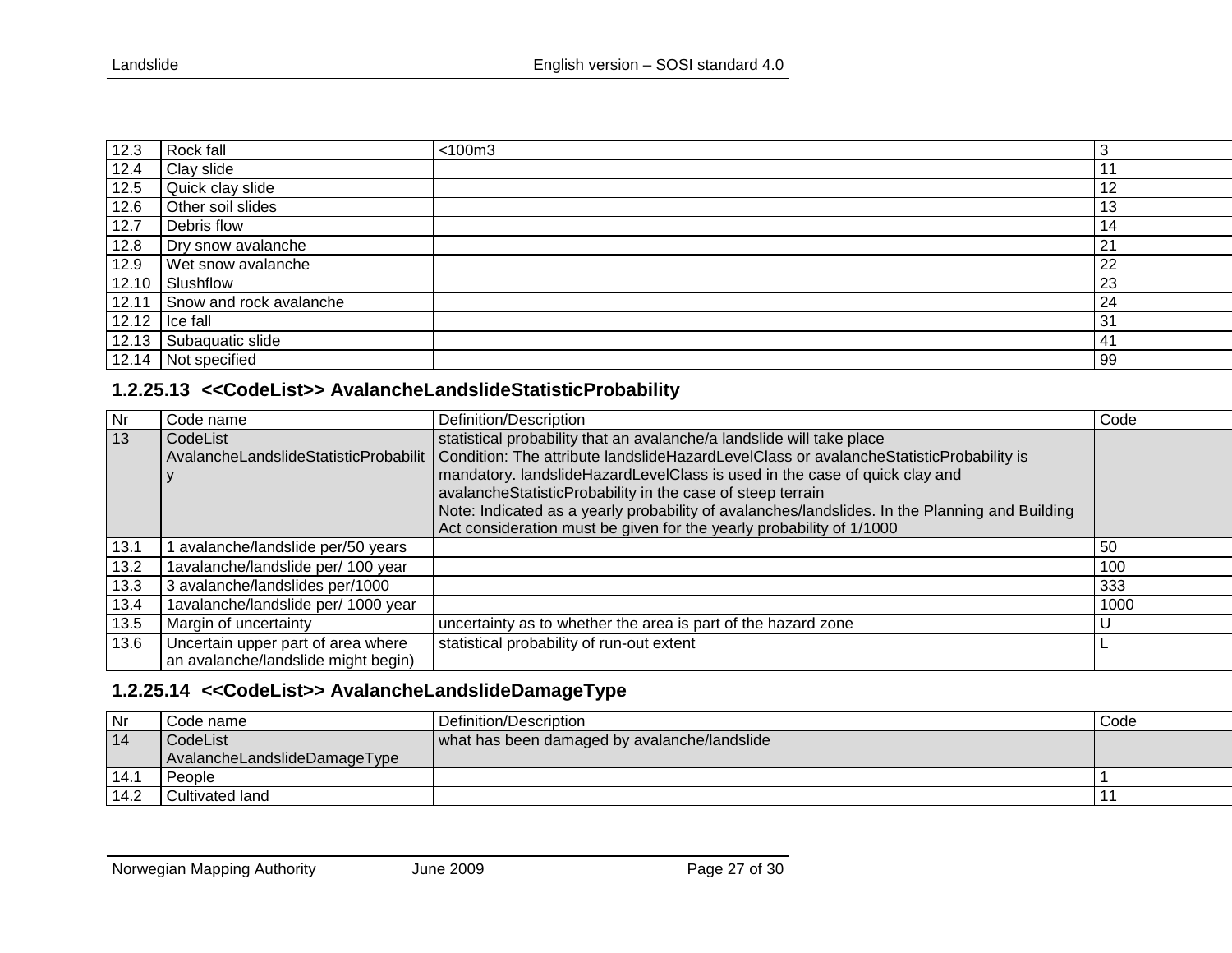| 12.3 | Rock fall | <100m3 | 3 |
|---|---|---|---|
| 12.4 | Clay slide | | 11 |
| 12.5 | Quick clay slide | | 12 |
| 12.6 | Other soil slides | | 13 |
| 12.7 | Debris flow | | 14 |
| 12.8 | Dry snow avalanche | | 21 |
| 12.9 | Wet snow avalanche | | 22 |
| 12.10 | Slushflow | | 23 |
| 12.11 | Snow and rock avalanche | | 24 |
| 12.12 | Ice fall | | 31 |
| 12.13 | Subaquatic slide | | 41 |
| 12.14 | Not specified | | 99 |

### 1.2.25.13 <<CodeList>> AvalancheLandslideStatisticProbability

| Nr | Code name | Definition/Description | Code |
|---|---|---|---|
| 13 | CodeList AvalancheLandslideStatisticProbability | statistical probability that an avalanche/a landslide will take place<br>Condition: The attribute landslideHazardLevelClass or avalancheStatisticProbability is mandatory. landslideHazardLevelClass is used in the case of quick clay and avalancheStatisticProbability in the case of steep terrain<br>Note: Indicated as a yearly probability of avalanches/landslides. In the Planning and Building Act consideration must be given for the yearly probability of 1/1000 | |
| 13.1 | 1 avalanche/landslide per/50 years | | 50 |
| 13.2 | 1avalanche/landslide per/ 100 year | | 100 |
| 13.3 | 3 avalanche/landslides per/1000 | | 333 |
| 13.4 | 1avalanche/landslide per/ 1000 year | | 1000 |
| 13.5 | Margin of uncertainty | uncertainty as to whether the area is part of the hazard zone | U |
| 13.6 | Uncertain upper part of area where an avalanche/landslide might begin) | statistical probability of run-out extent | L |

### 1.2.25.14 <<CodeList>> AvalancheLandslideDamageType

| Nr | Code name | Definition/Description | Code |
|---|---|---|---|
| 14 | CodeList AvalancheLandslideDamageType | what has been damaged by avalanche/landslide | |
| 14.1 | People | | 1 |
| 14.2 | Cultivated land | | 11 |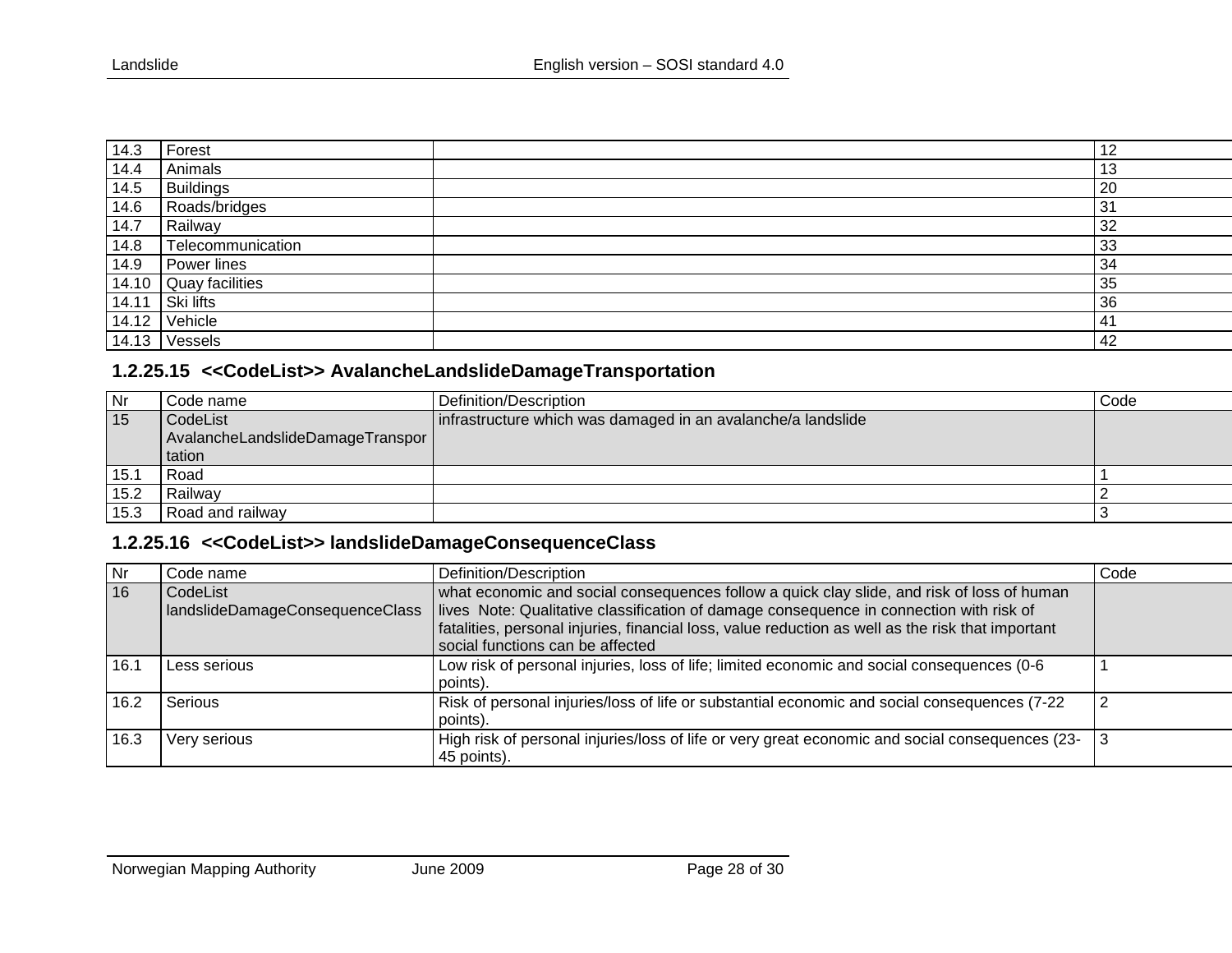| 14.3 | Forest | | 12 |
|---|---|---|---|
| 14.4 | Animals | | 13 |
| 14.5 | Buildings | | 20 |
| 14.6 | Roads/bridges | | 31 |
| 14.7 | Railway | | 32 |
| 14.8 | Telecommunication | | 33 |
| 14.9 | Power lines | | 34 |
| 14.10 | Quay facilities | | 35 |
| 14.11 | Ski lifts | | 36 |
| 14.12 | Vehicle | | 41 |
| 14.13 | Vessels | | 42 |

### 1.2.25.15 <<CodeList>> AvalancheLandslideDamageTransportation

| Nr | Code name | Definition/Description | Code |
|---|---|---|---|
| 15 | CodeList AvalancheLandslideDamageTransportation | infrastructure which was damaged in an avalanche/a landslide | |
| 15.1 | Road | | 1 |
| 15.2 | Railway | | 2 |
| 15.3 | Road and railway | | 3 |

### 1.2.25.16 <<CodeList>> landslideDamageConsequenceClass

| Nr | Code name | Definition/Description | Code |
|---|---|---|---|
| 16 | CodeList landslideDamageConsequenceClass | what economic and social consequences follow a quick clay slide, and risk of loss of human lives Note: Qualitative classification of damage consequence in connection with risk of fatalities, personal injuries, financial loss, value reduction as well as the risk that important social functions can be affected | |
| 16.1 | Less serious | Low risk of personal injuries, loss of life; limited economic and social consequences (0-6 points). | 1 |
| 16.2 | Serious | Risk of personal injuries/loss of life or substantial economic and social consequences (7-22 points). | 2 |
| 16.3 | Very serious | High risk of personal injuries/loss of life or very great economic and social consequences (23-45 points). | 3 |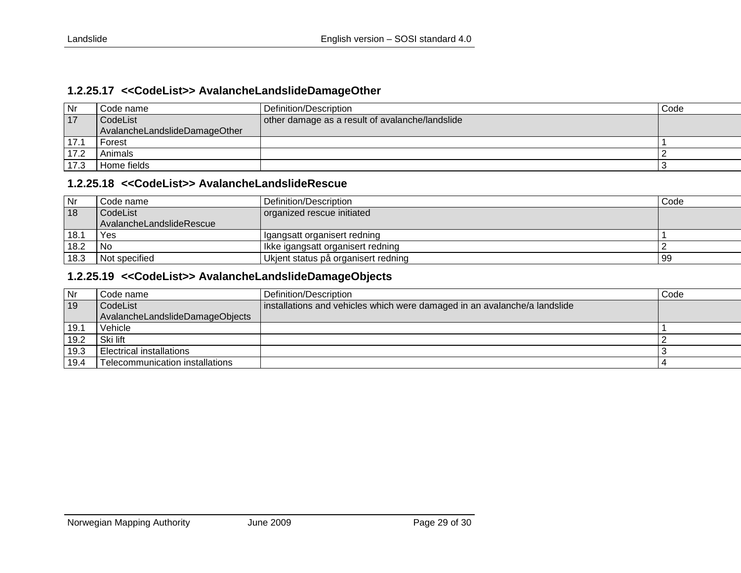### 1.2.25.17 <<CodeList>> AvalancheLandslideDamageOther

| Nr | Code name | Definition/Description | Code |
|---|---|---|---|
| 17 | CodeList AvalancheLandslideDamageOther | other damage as a result of avalanche/landslide | |
| 17.1 | Forest | | 1 |
| 17.2 | Animals | | 2 |
| 17.3 | Home fields | | 3 |

### 1.2.25.18 <<CodeList>> AvalancheLandslideRescue

| Nr | Code name | Definition/Description | Code |
|---|---|---|---|
| 18 | CodeList AvalancheLandslideRescue | organized rescue initiated | |
| 18.1 | Yes | Igangsatt organisert redning | 1 |
| 18.2 | No | Ikke igangsatt organisert redning | 2 |
| 18.3 | Not specified | Ukjent status på organisert redning | 99 |

### 1.2.25.19 <<CodeList>> AvalancheLandslideDamageObjects

| Nr | Code name | Definition/Description | Code |
|---|---|---|---|
| 19 | CodeList AvalancheLandslideDamageObjects | installations and vehicles which were damaged in an avalanche/a landslide | |
| 19.1 | Vehicle | | 1 |
| 19.2 | Ski lift | | 2 |
| 19.3 | Electrical installations | | 3 |
| 19.4 | Telecommunication installations | | 4 |